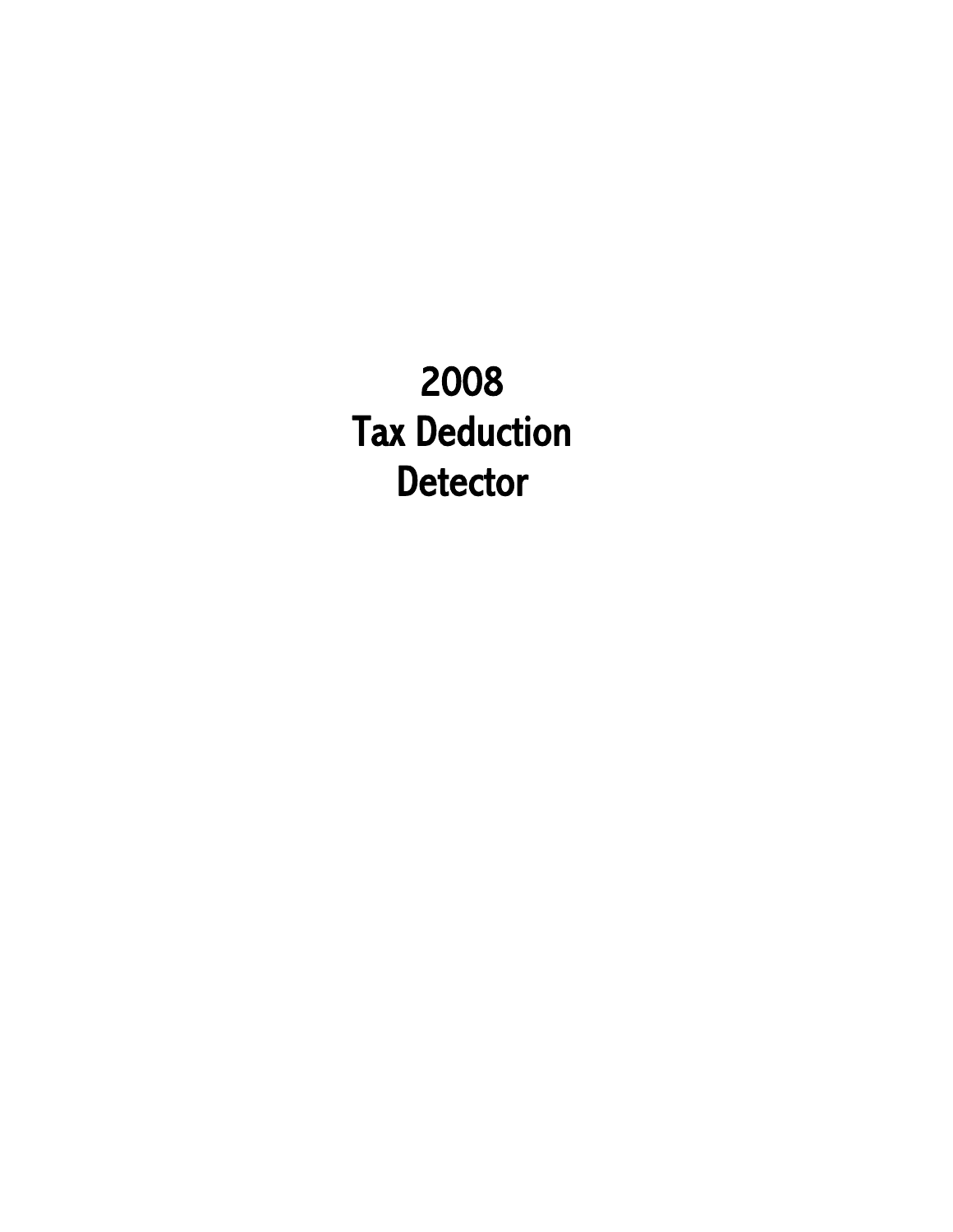# 2008
# Tax Deduction
# Detector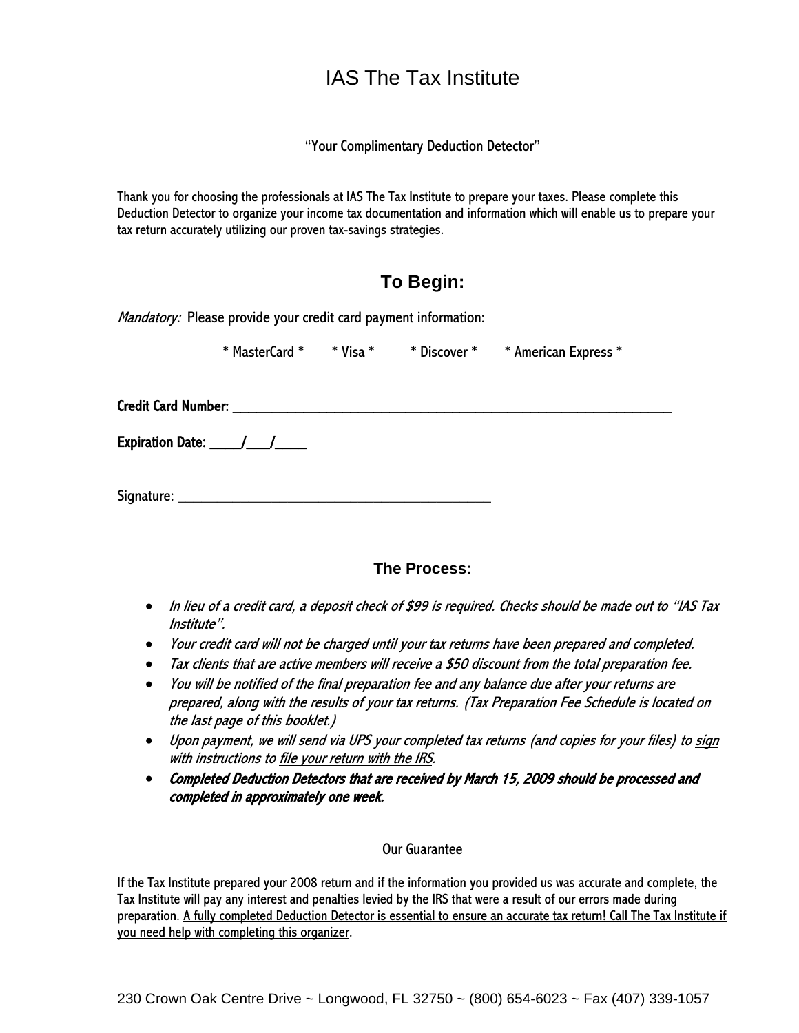# IAS The Tax Institute

"Your Complimentary Deduction Detector"

Thank you for choosing the professionals at IAS The Tax Institute to prepare your taxes. Please complete this Deduction Detector to organize your income tax documentation and information which will enable us to prepare your tax return accurately utilizing our proven tax-savings strategies.

## To Begin:

*Mandatory:* Please provide your credit card payment information:

* MasterCard * * Visa * * Discover * * American Express *

**Credit Card Number:** ______________________________________________________________

**Expiration Date:** _____/____/_____

Signature: _____________________________________________

## The Process:

- *In lieu of a credit card, a deposit check of $99 is required. Checks should be made out to "IAS Tax Institute".*
- *Your credit card will not be charged until your tax returns have been prepared and completed.*
- *Tax clients that are active members will receive a $50 discount from the total preparation fee.*
- *You will be notified of the final preparation fee and any balance due after your returns are prepared, along with the results of your tax returns. (Tax Preparation Fee Schedule is located on the last page of this booklet.)*
- *Upon payment, we will send via UPS your completed tax returns (and copies for your files) to <u>sign</u> with instructions to <u>file your return with the IRS</u>.*
- ***Completed Deduction Detectors that are received by March 15, 2009 should be processed and completed in approximately one week.***

### Our Guarantee

If the Tax Institute prepared your 2008 return and if the information you provided us was accurate and complete, the Tax Institute will pay any interest and penalties levied by the IRS that were a result of our errors made during preparation. <u>A fully completed Deduction Detector is essential to ensure an accurate tax return! Call The Tax Institute if you need help with completing this organizer</u>.

230 Crown Oak Centre Drive ~ Longwood, FL 32750 ~ (800) 654-6023 ~ Fax (407) 339-1057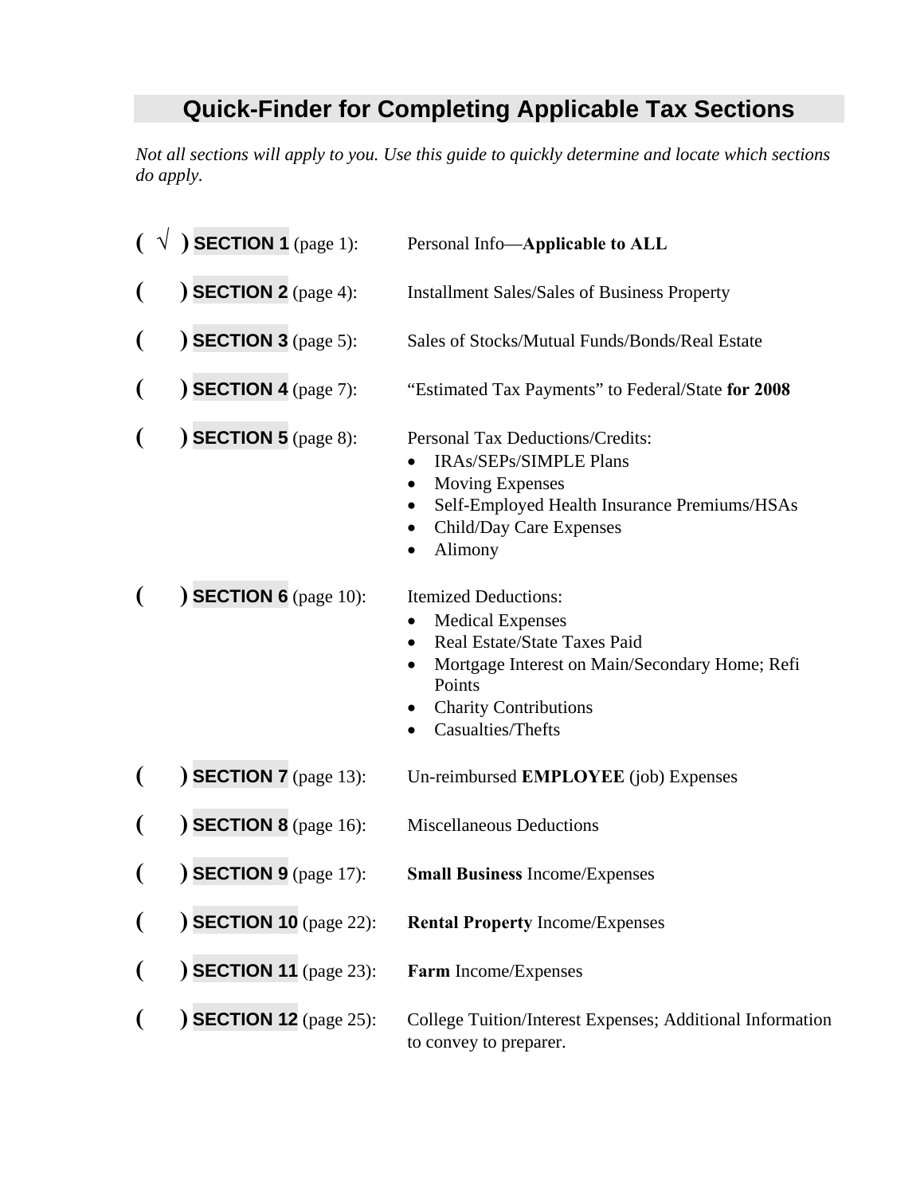# Quick-Finder for Completing Applicable Tax Sections

*Not all sections will apply to you. Use this guide to quickly determine and locate which sections do apply.*

( √ ) **SECTION 1** (page 1): Personal Info—**Applicable to ALL**

(   ) **SECTION 2** (page 4): Installment Sales/Sales of Business Property

(   ) **SECTION 3** (page 5): Sales of Stocks/Mutual Funds/Bonds/Real Estate

(   ) **SECTION 4** (page 7): "Estimated Tax Payments" to Federal/State **for 2008**

(   ) **SECTION 5** (page 8): Personal Tax Deductions/Credits:

- IRAs/SEPs/SIMPLE Plans
- Moving Expenses
- Self-Employed Health Insurance Premiums/HSAs
- Child/Day Care Expenses
- Alimony

(   ) **SECTION 6** (page 10): Itemized Deductions:

- Medical Expenses
- Real Estate/State Taxes Paid
- Mortgage Interest on Main/Secondary Home; Refi Points
- Charity Contributions
- Casualties/Thefts

(   ) **SECTION 7** (page 13): Un-reimbursed **EMPLOYEE** (job) Expenses

(   ) **SECTION 8** (page 16): Miscellaneous Deductions

(   ) **SECTION 9** (page 17): **Small Business** Income/Expenses

(   ) **SECTION 10** (page 22): **Rental Property** Income/Expenses

(   ) **SECTION 11** (page 23): **Farm** Income/Expenses

(   ) **SECTION 12** (page 25): College Tuition/Interest Expenses; Additional Information to convey to preparer.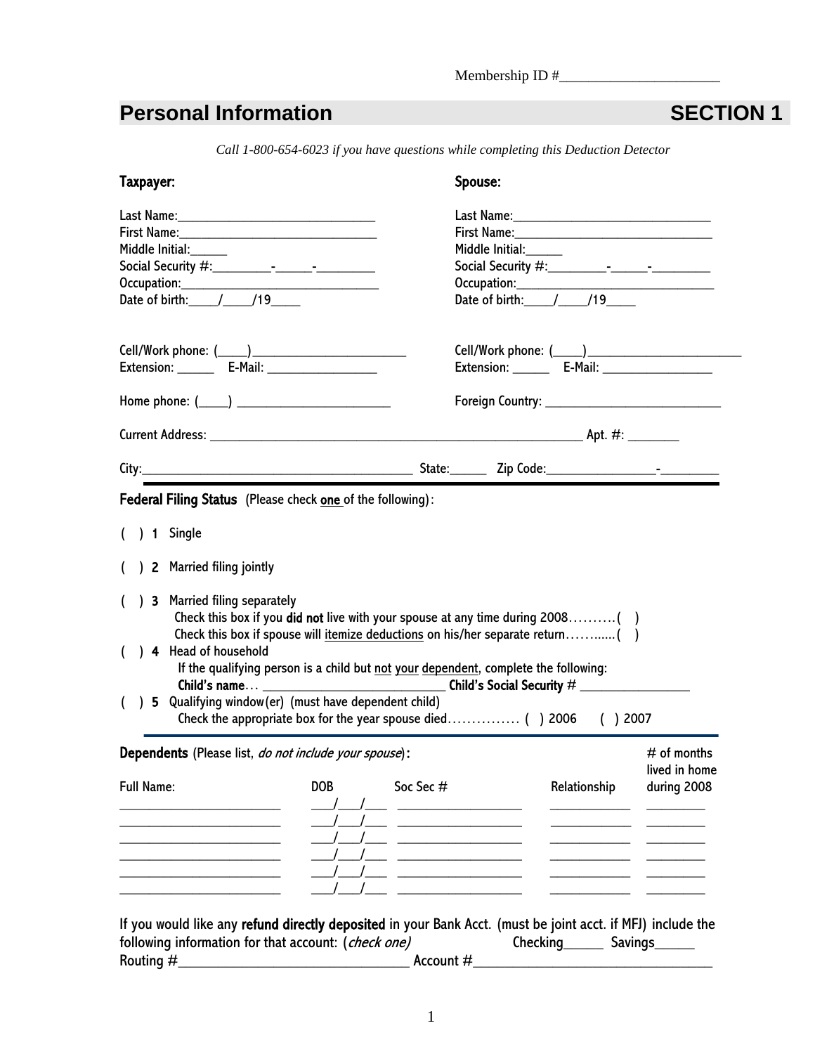Membership ID #______________________

# Personal Information SECTION 1

*Call 1-800-654-6023 if you have questions while completing this Deduction Detector*

**Taxpayer:**

Last Name:______________________________
First Name:______________________________
Middle Initial:_____
Social Security #:________-_____-________
Occupation:______________________________
Date of birth:____/____/19____

Cell/Work phone: (____)_______________________
Extension: ______ E-Mail: ________________

Home phone: (____) _______________________

**Spouse:**

Last Name:______________________________
First Name:______________________________
Middle Initial:_____
Social Security #:________-_____-________
Occupation:______________________________
Date of birth:____/____/19____

Cell/Work phone: (____)_______________________
Extension: ______ E-Mail: ________________

Foreign Country: __________________________

Current Address: ________________________________________________________ Apt. #: ________

City:________________________________________ State:______ Zip Code:________________-_________

**Federal Filing Status** (Please check one of the following):

( ) **1** Single

( ) **2** Married filing jointly

( ) **3** Married filing separately
Check this box if you **did not** live with your spouse at any time during 2008……….( )
Check this box if spouse will itemize deductions on his/her separate return……......( )

( ) **4** Head of household
If the qualifying person is a child but not your dependent, complete the following:
**Child's name**… ___________________________ **Child's Social Security** # _________________

( ) **5** Qualifying window(er) (must have dependent child)
Check the appropriate box for the year spouse died…………… ( ) 2006 ( ) 2007

**Dependents** (Please list, *do not include your spouse*):

| Full Name: | DOB | Soc Sec # | Relationship | # of months lived in home during 2008 |
|---|---|---|---|---|
| ________________________ | ___/___/___ | __________________ | ____________ | _________ |
| ________________________ | ___/___/___ | __________________ | ____________ | _________ |
| ________________________ | ___/___/___ | __________________ | ____________ | _________ |
| ________________________ | ___/___/___ | __________________ | ____________ | _________ |
| ________________________ | ___/___/___ | __________________ | ____________ | _________ |
| ________________________ | ___/___/___ | __________________ | ____________ | _________ |

If you would like any **refund directly deposited** in your Bank Acct. (must be joint acct. if MFJ) include the following information for that account: (*check one*) Checking______ Savings______
Routing #_________________________________ Account #__________________________________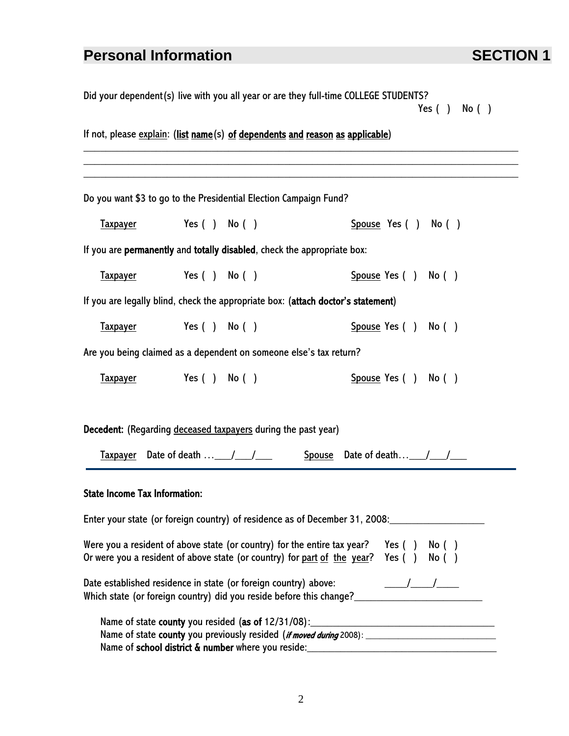## Personal Information **SECTION 1**

Did your dependent(s) live with you all year or are they full-time COLLEGE STUDENTS?
Yes ( ) No ( )

If not, please explain: (**list name(s) of dependents and reason as applicable**)

\_\_\_\_\_\_\_\_\_\_\_\_\_\_\_\_\_\_\_\_\_\_\_\_\_\_\_\_\_\_\_\_\_\_\_\_\_\_\_\_\_\_\_\_\_\_\_\_\_\_\_\_\_\_\_\_\_\_\_\_\_\_\_\_\_\_\_\_\_\_\_\_\_\_\_\_\_\_\_\_
\_\_\_\_\_\_\_\_\_\_\_\_\_\_\_\_\_\_\_\_\_\_\_\_\_\_\_\_\_\_\_\_\_\_\_\_\_\_\_\_\_\_\_\_\_\_\_\_\_\_\_\_\_\_\_\_\_\_\_\_\_\_\_\_\_\_\_\_\_\_\_\_\_\_\_\_\_\_\_\_
\_\_\_\_\_\_\_\_\_\_\_\_\_\_\_\_\_\_\_\_\_\_\_\_\_\_\_\_\_\_\_\_\_\_\_\_\_\_\_\_\_\_\_\_\_\_\_\_\_\_\_\_\_\_\_\_\_\_\_\_\_\_\_\_\_\_\_\_\_\_\_\_\_\_\_\_\_\_\_\_

Do you want $3 to go to the Presidential Election Campaign Fund?

Taxpayer Yes ( ) No ( ) Spouse Yes ( ) No ( )

If you are **permanently** and **totally disabled**, check the appropriate box:

Taxpayer Yes ( ) No ( ) Spouse Yes ( ) No ( )

If you are legally blind, check the appropriate box: (**attach doctor's statement**)

Taxpayer Yes ( ) No ( ) Spouse Yes ( ) No ( )

Are you being claimed as a dependent on someone else's tax return?

Taxpayer Yes ( ) No ( ) Spouse Yes ( ) No ( )

**Decedent:** (Regarding deceased taxpayers during the past year)

Taxpayer Date of death …\_\_\_/\_\_\_/\_\_\_ Spouse Date of death…\_\_\_/\_\_\_/\_\_\_

---

**State Income Tax Information:**

Enter your state (or foreign country) of residence as of December 31, 2008:\_\_\_\_\_\_\_\_\_\_\_\_\_\_\_\_\_\_\_

Were you a resident of above state (or country) for the entire tax year? Yes ( ) No ( )
Or were you a resident of above state (or country) for part of the year? Yes ( ) No ( )

Date established residence in state (or foreign country) above: \_\_\_\_/\_\_\_\_/\_\_\_\_
Which state (or foreign country) did you reside before this change?\_\_\_\_\_\_\_\_\_\_\_\_\_\_\_\_\_\_\_\_\_\_\_\_\_

Name of state **county** you resided (**as of** 12/31/08):\_\_\_\_\_\_\_\_\_\_\_\_\_\_\_\_\_\_\_\_\_\_\_\_\_\_\_\_\_\_\_\_\_\_\_
Name of state **county** you previously resided (***if moved during*** 2008): \_\_\_\_\_\_\_\_\_\_\_\_\_\_\_\_\_\_\_\_\_\_\_\_\_\_
Name of **school district & number** where you reside:\_\_\_\_\_\_\_\_\_\_\_\_\_\_\_\_\_\_\_\_\_\_\_\_\_\_\_\_\_\_\_\_\_\_\_\_\_\_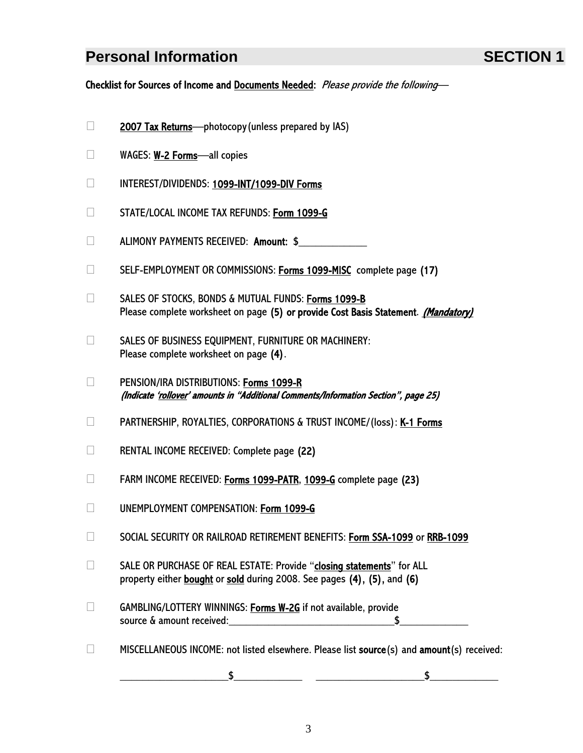## Personal Information SECTION 1

**Checklist for Sources of Income and Documents Needed:** *Please provide the following—*

- ☐ **2007 Tax Returns**—photocopy (unless prepared by IAS)
- ☐ WAGES: **W-2 Forms**—all copies
- ☐ INTEREST/DIVIDENDS: **1099-INT/1099-DIV Forms**
- ☐ STATE/LOCAL INCOME TAX REFUNDS: **Form 1099-G**
- ☐ ALIMONY PAYMENTS RECEIVED: **Amount:** $_____________
- ☐ SELF-EMPLOYMENT OR COMMISSIONS: **Forms 1099-MISC** complete page **(17)**
- ☐ SALES OF STOCKS, BONDS & MUTUAL FUNDS: **Forms 1099-B**
  Please complete worksheet on page **(5) or provide Cost Basis Statement**. ***(Mandatory)***
- ☐ SALES OF BUSINESS EQUIPMENT, FURNITURE OR MACHINERY:
  Please complete worksheet on page **(4)**.
- ☐ PENSION/IRA DISTRIBUTIONS: **Forms 1099-R**
  ***(Indicate 'rollover' amounts in "Additional Comments/Information Section", page 25)***
- ☐ PARTNERSHIP, ROYALTIES, CORPORATIONS & TRUST INCOME/(loss): **K-1 Forms**
- ☐ RENTAL INCOME RECEIVED: Complete page **(22)**
- ☐ FARM INCOME RECEIVED: **Forms 1099-PATR**, **1099-G** complete page **(23)**
- ☐ UNEMPLOYMENT COMPENSATION: **Form 1099-G**
- ☐ SOCIAL SECURITY OR RAILROAD RETIREMENT BENEFITS: **Form SSA-1099** or **RRB-1099**
- ☐ SALE OR PURCHASE OF REAL ESTATE: Provide "**closing statements**" for ALL property either **bought** or **sold** during 2008. See pages **(4)**, **(5)**, and **(6)**
- ☐ GAMBLING/LOTTERY WINNINGS: **Forms W-2G** if not available, provide source & amount received:________________________________$_____________
- ☐ MISCELLANEOUS INCOME: not listed elsewhere. Please list **source**(s) and **amount**(s) received:

  _____________________$_____________ _____________________$_____________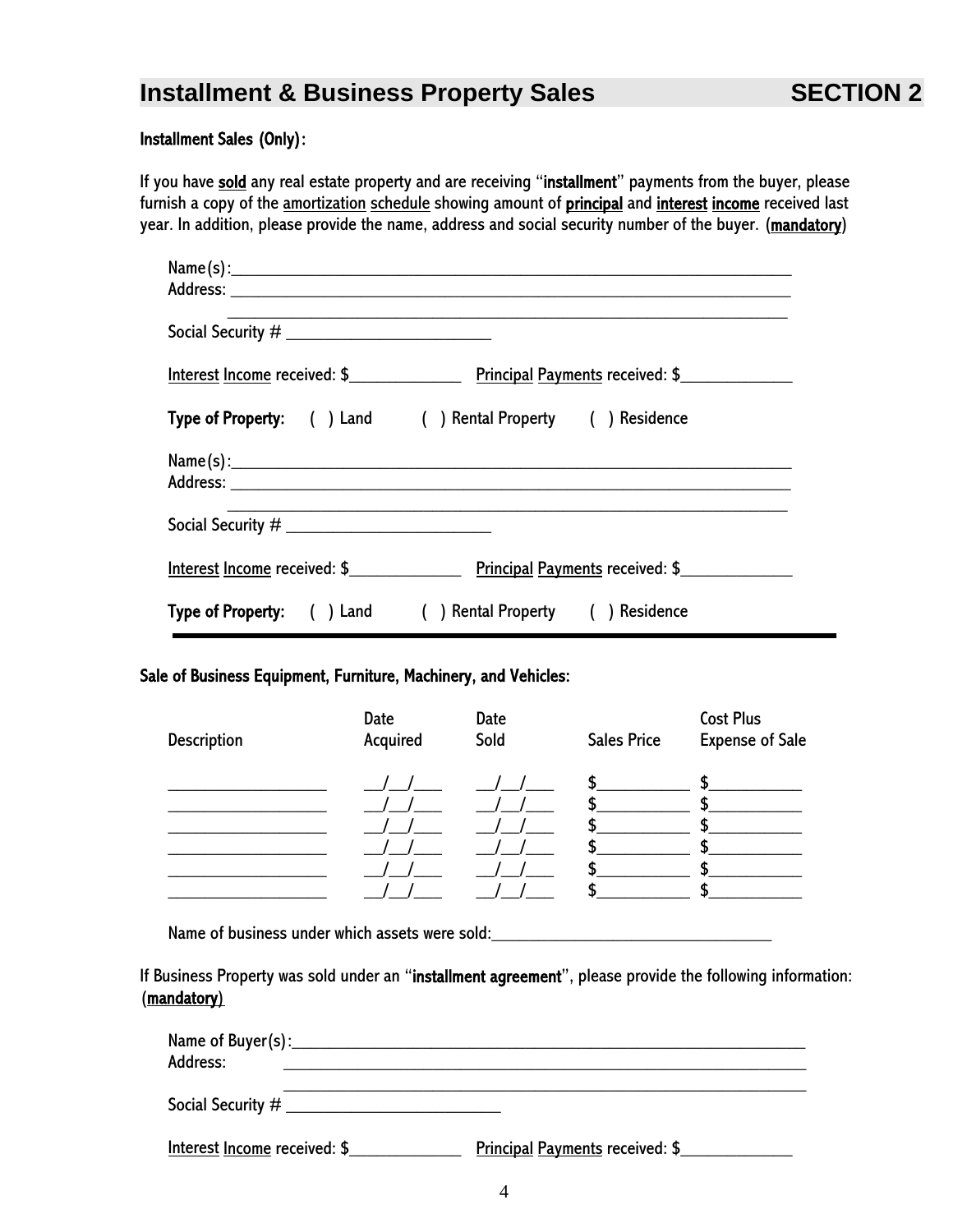## Installment & Business Property Sales — SECTION 2

**Installment Sales (Only):**

If you have **sold** any real estate property and are receiving "**installment**" payments from the buyer, please furnish a copy of the amortization schedule showing amount of **principal** and **interest income** received last year. In addition, please provide the name, address and social security number of the buyer. (**mandatory**)

Name(s):______________________________________________________________________
Address: ______________________________________________________________________
______________________________________________________________________
Social Security # ________________________

Interest Income received: $_____________ Principal Payments received: $_____________

**Type of Property:** ( ) Land ( ) Rental Property ( ) Residence

Name(s):______________________________________________________________________
Address: ______________________________________________________________________
______________________________________________________________________
Social Security # ________________________

Interest Income received: $_____________ Principal Payments received: $_____________

**Type of Property:** ( ) Land ( ) Rental Property ( ) Residence

---

**Sale of Business Equipment, Furniture, Machinery, and Vehicles:**

| Description | Date Acquired | Date Sold | Sales Price | Cost Plus Expense of Sale |
|---|---|---|---|---|
| __________________ | __/__/___ | __/__/___ | $__________ | $__________ |
| __________________ | __/__/___ | __/__/___ | $__________ | $__________ |
| __________________ | __/__/___ | __/__/___ | $__________ | $__________ |
| __________________ | __/__/___ | __/__/___ | $__________ | $__________ |
| __________________ | __/__/___ | __/__/___ | $__________ | $__________ |
| __________________ | __/__/___ | __/__/___ | $__________ | $__________ |

Name of business under which assets were sold:________________________________

If Business Property was sold under an "**installment agreement**", please provide the following information: (**mandatory**)

Name of Buyer(s):______________________________________________________________
Address: ______________________________________________________________
______________________________________________________________
Social Security # ________________________

Interest Income received: $_____________ Principal Payments received: $_____________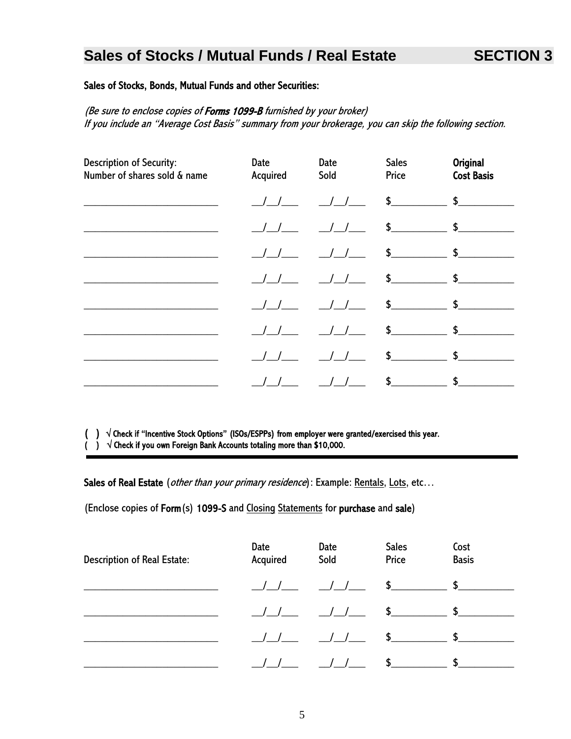## Sales of Stocks / Mutual Funds / Real Estate — SECTION 3

**Sales of Stocks, Bonds, Mutual Funds and other Securities:**

*(Be sure to enclose copies of **Forms 1099-B** furnished by your broker)*
*If you include an "Average Cost Basis" summary from your brokerage, you can skip the following section.*

| Description of Security: Number of shares sold & name | Date Acquired | Date Sold | Sales Price | **Original Cost Basis** |
|---|---|---|---|---|
| ______________________ | __/__/___ | __/__/___ | $__________ | $__________ |
| ______________________ | __/__/___ | __/__/___ | $__________ | $__________ |
| ______________________ | __/__/___ | __/__/___ | $__________ | $__________ |
| ______________________ | __/__/___ | __/__/___ | $__________ | $__________ |
| ______________________ | __/__/___ | __/__/___ | $__________ | $__________ |
| ______________________ | __/__/___ | __/__/___ | $__________ | $__________ |
| ______________________ | __/__/___ | __/__/___ | $__________ | $__________ |
| ______________________ | __/__/___ | __/__/___ | $__________ | $__________ |

( ) √ **Check if "Incentive Stock Options" (ISOs/ESPPs) from employer were granted/exercised this year.**
( ) √ **Check if you own Foreign Bank Accounts totaling more than $10,000.**

---

**Sales of Real Estate** (*other than your primary residence*): Example: Rentals, Lots, etc…

(Enclose copies of **Form**(s) **1099-S** and Closing Statements for **purchase** and **sale**)

| Description of Real Estate: | Date Acquired | Date Sold | Sales Price | Cost Basis |
|---|---|---|---|---|
| ______________________ | __/__/___ | __/__/___ | $__________ | $__________ |
| ______________________ | __/__/___ | __/__/___ | $__________ | $__________ |
| ______________________ | __/__/___ | __/__/___ | $__________ | $__________ |
| ______________________ | __/__/___ | __/__/___ | $__________ | $__________ |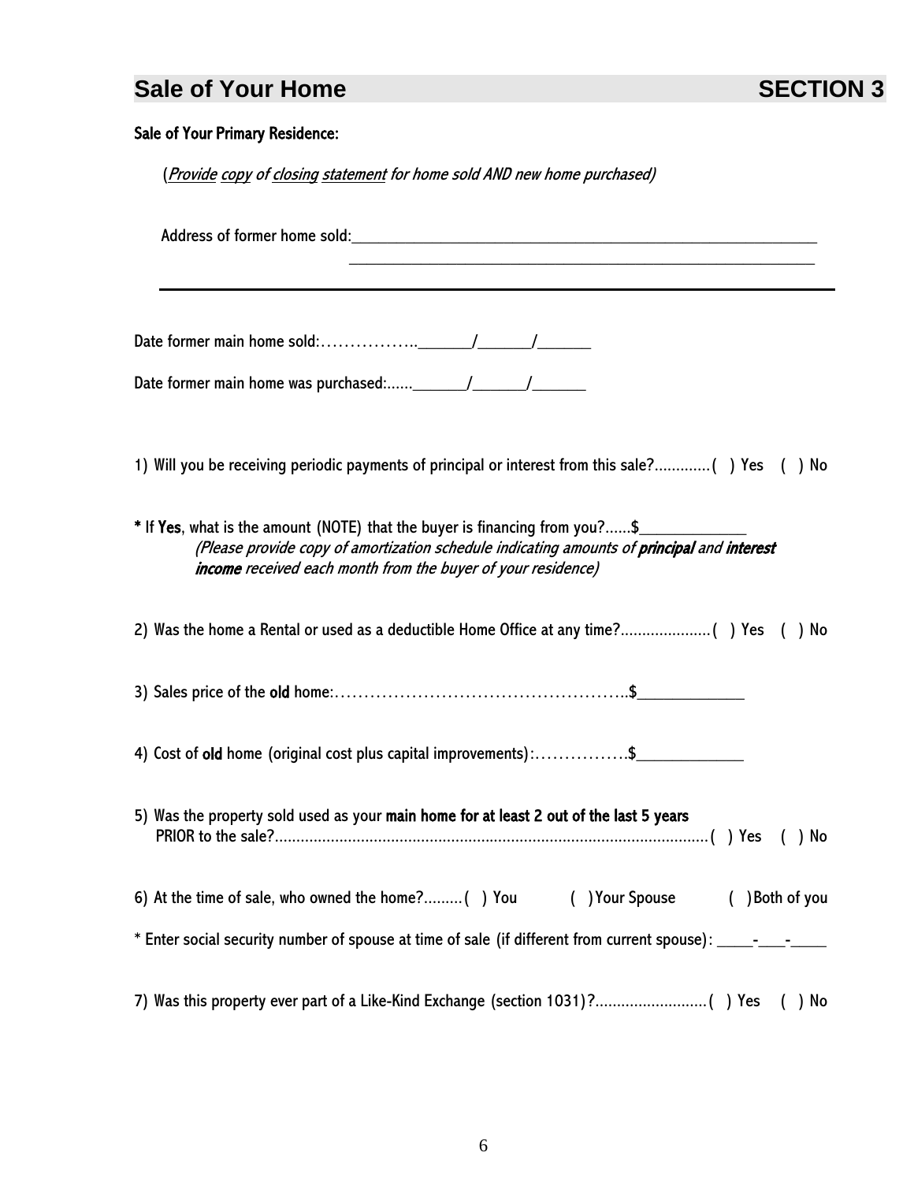## Sale of Your Home — SECTION 3

**Sale of Your Primary Residence:**

(*Provide copy of closing statement for home sold AND new home purchased*)

Address of former home sold:____________________________________________________________
____________________________________________________________

Date former main home sold:……………..______/______/______

Date former main home was purchased:......______/______/______

1) Will you be receiving periodic payments of principal or interest from this sale?............( ) Yes ( ) No

\* If **Yes**, what is the amount (NOTE) that the buyer is financing from you?......$_____________
*(Please provide copy of amortization schedule indicating amounts of **principal** and **interest income** received each month from the buyer of your residence)*

2) Was the home a Rental or used as a deductible Home Office at any time?....................( ) Yes ( ) No

3) Sales price of the **old** home:……………………………………………..$_____________

4) Cost of **old** home (original cost plus capital improvements):…………….$_____________

5) Was the property sold used as your **main home for at least 2 out of the last 5 years** PRIOR to the sale?....................................................................................................( ) Yes ( ) No

6) At the time of sale, who owned the home?.........( ) You ( ) Your Spouse ( ) Both of you

\* Enter social security number of spouse at time of sale (if different from current spouse): _____-____-_____

7) Was this property ever part of a Like-Kind Exchange (section 1031)?.........................( ) Yes ( ) No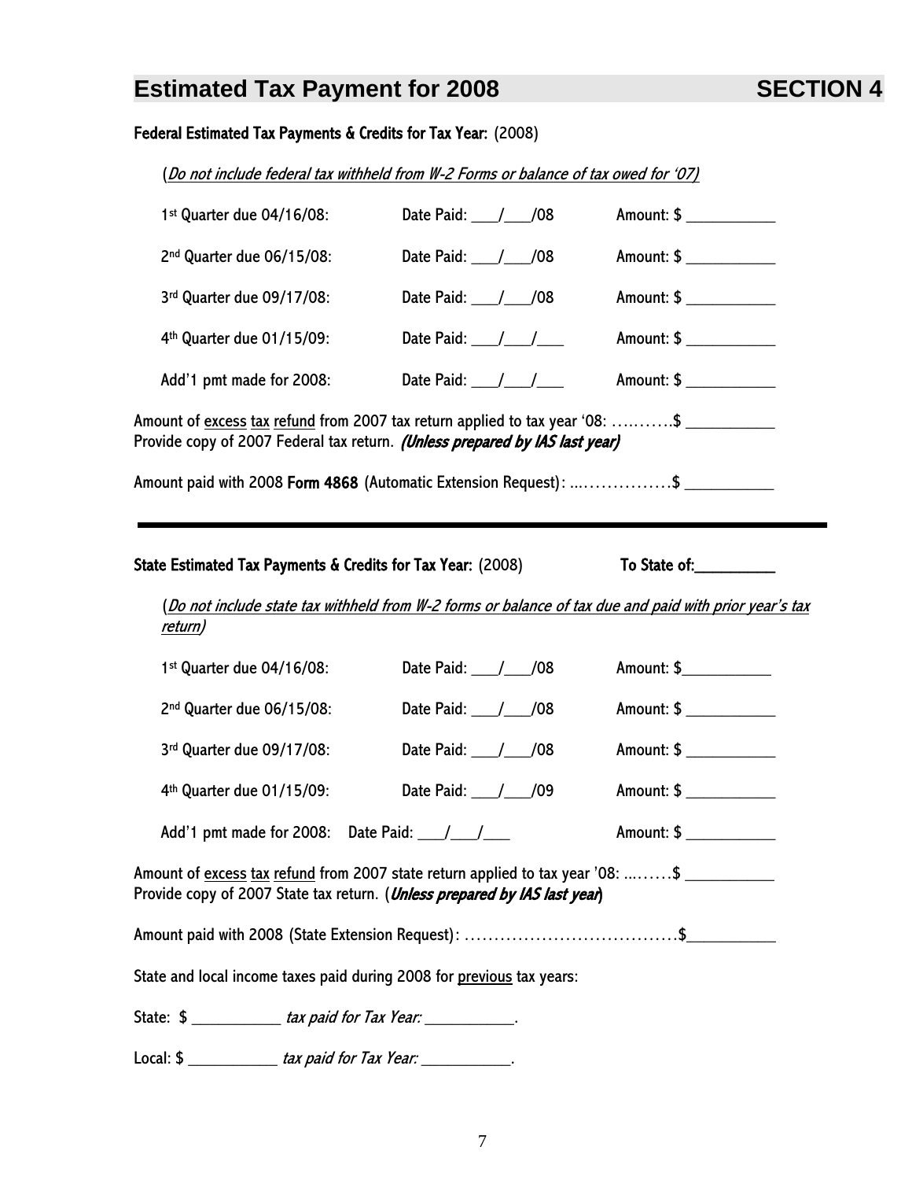# Estimated Tax Payment for 2008 — SECTION 4

**Federal Estimated Tax Payments & Credits for Tax Year:** (2008)

(*Do not include federal tax withheld from W-2 Forms or balance of tax owed for '07)*

1st Quarter due 04/16/08: Date Paid: ___/___/08 Amount: $ __________

2nd Quarter due 06/15/08: Date Paid: ___/___/08 Amount: $ __________

3rd Quarter due 09/17/08: Date Paid: ___/___/08 Amount: $ __________

4th Quarter due 01/15/09: Date Paid: ___/___/___ Amount: $ __________

Add'1 pmt made for 2008: Date Paid: ___/___/___ Amount: $ __________

Amount of excess tax refund from 2007 tax return applied to tax year '08: ……….$ __________
Provide copy of 2007 Federal tax return. ***(Unless prepared by IAS last year)***

Amount paid with 2008 **Form 4868** (Automatic Extension Request): ..…………….$ __________

---

**State Estimated Tax Payments & Credits for Tax Year:** (2008) **To State of:__________**

(*Do not include state tax withheld from W-2 forms or balance of tax due and paid with prior year's tax return)*

1st Quarter due 04/16/08: Date Paid: ___/___/08 Amount: $__________

2nd Quarter due 06/15/08: Date Paid: ___/___/08 Amount: $ __________

3rd Quarter due 09/17/08: Date Paid: ___/___/08 Amount: $ __________

4th Quarter due 01/15/09: Date Paid: ___/___/09 Amount: $ __________

Add'1 pmt made for 2008: Date Paid: ___/___/___ Amount: $ __________

Amount of excess tax refund from 2007 state return applied to tax year '08: ..…….$ __________
Provide copy of 2007 State tax return. (***Unless prepared by IAS last year***)

Amount paid with 2008 (State Extension Request): ………………………………$__________

State and local income taxes paid during 2008 for previous tax years:

State: $ __________ *tax paid for Tax Year:* __________.

Local: $ __________ *tax paid for Tax Year:* __________.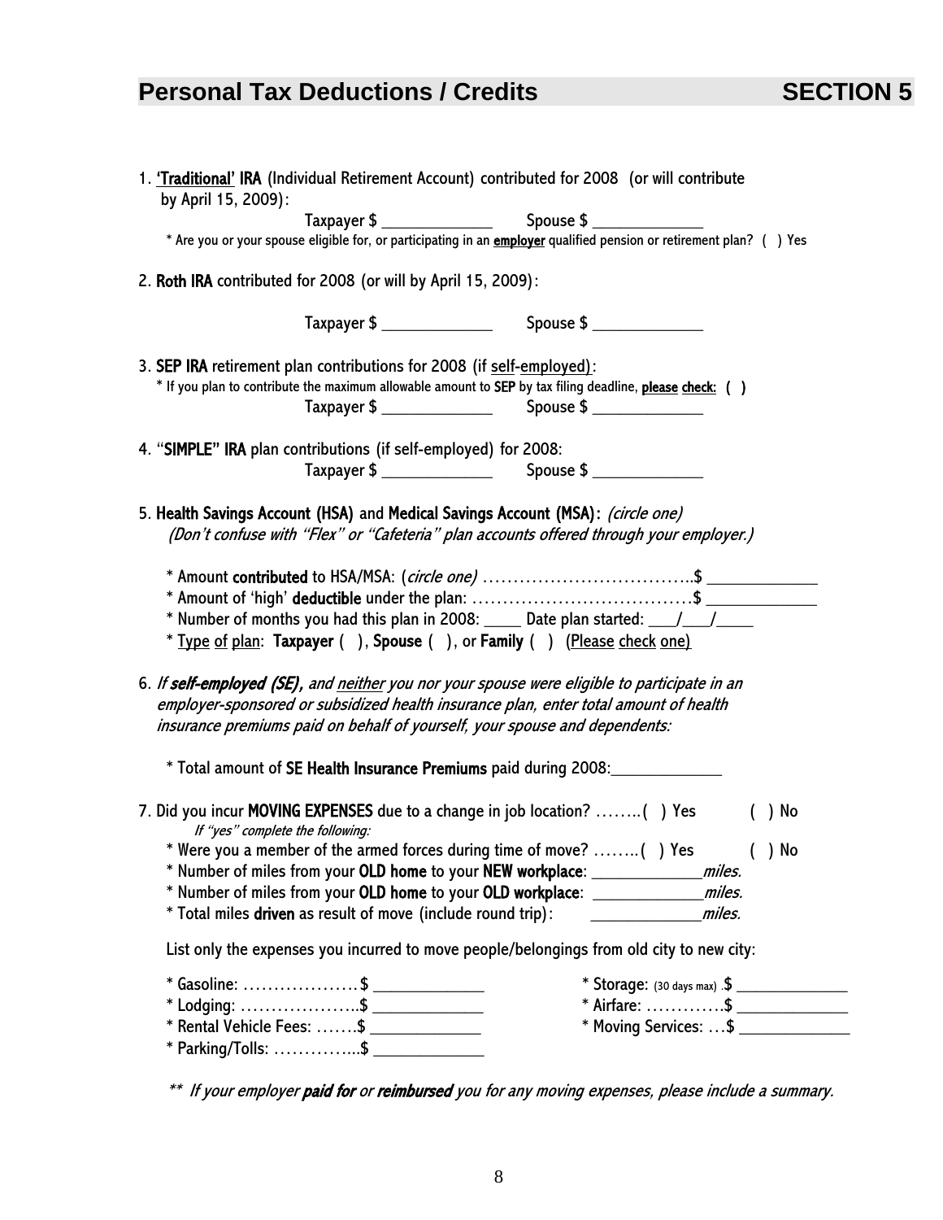# Personal Tax Deductions / Credits SECTION 5

1. **'Traditional' IRA** (Individual Retirement Account) contributed for 2008 (or will contribute by April 15, 2009):

   Taxpayer $ _____________ Spouse $ _____________

   * Are you or your spouse eligible for, or participating in an **employer** qualified pension or retirement plan? ( ) Yes

2. **Roth IRA** contributed for 2008 (or will by April 15, 2009):

   Taxpayer $ _____________ Spouse $ _____________

3. **SEP IRA** retirement plan contributions for 2008 (if self-employed):

   * If you plan to contribute the maximum allowable amount to **SEP** by tax filing deadline, **please check: ( )**

   Taxpayer $ _____________ Spouse $ _____________

4. "**SIMPLE" IRA** plan contributions (if self-employed) for 2008:

   Taxpayer $ _____________ Spouse $ _____________

5. **Health Savings Account (HSA)** and **Medical Savings Account (MSA)**: *(circle one)*
   *(Don't confuse with "Flex" or "Cafeteria" plan accounts offered through your employer.)*

   * Amount **contributed** to HSA/MSA: (*circle one)* ……………………………..$ _____________
   * Amount of 'high' **deductible** under the plan: ……………………………….$ _____________
   * Number of months you had this plan in 2008: _____ Date plan started: ___/___/____
   * Type of plan: **Taxpayer** ( ), **Spouse** ( ), or **Family** ( ) (Please check one)

6. *If **self-employed (SE)**, and neither you nor your spouse were eligible to participate in an employer-sponsored or subsidized health insurance plan, enter total amount of health insurance premiums paid on behalf of yourself, your spouse and dependents:*

   * Total amount of **SE Health Insurance Premiums** paid during 2008:_____________

7. Did you incur **MOVING EXPENSES** due to a change in job location? ……..( ) Yes ( ) No

   *If "yes" complete the following:*

   * Were you a member of the armed forces during time of move? ……..( ) Yes ( ) No
   * Number of miles from your **OLD home** to your **NEW workplace**: _____________*miles.*
   * Number of miles from your **OLD home** to your **OLD workplace**: _____________*miles.*
   * Total miles **driven** as result of move (include round trip): _____________*miles.*

   List only the expenses you incurred to move people/belongings from old city to new city:

   * Gasoline: ……………….$ _____________
   * Lodging: ………………..$ _____________
   * Rental Vehicle Fees: …….$ _____________
   * Parking/Tolls: …………..$ _____________
   * Storage: (30 days max) .$ _____________
   * Airfare: ………….$ _____________
   * Moving Services: …$ _____________

   ** *If your employer **paid for** or **reimbursed** you for any moving expenses, please include a summary.*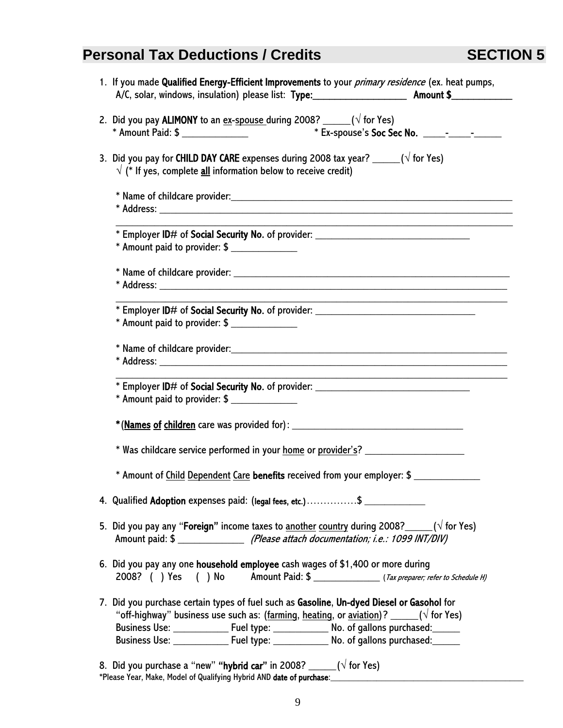# Personal Tax Deductions / Credits SECTION 5

1. If you made **Qualified Energy-Efficient Improvements** to your *primary residence* (ex. heat pumps, A/C, solar, windows, insulation) please list: **Type:**__________________ **Amount $**____________

2. Did you pay **ALIMONY** to an ex-spouse during 2008? _____(√ for Yes)
   * Amount Paid: $ _____________ * Ex-spouse's **Soc Sec No.** ____-____-_____

3. Did you pay for **CHILD DAY CARE** expenses during 2008 tax year? _____(√ for Yes)
   √ (* If yes, complete **all** information below to receive credit)

   * Name of childcare provider:_________________________________________________________
   * Address: _________________________________________________________________
   _________________________________________________________________________
   * Employer **ID#** of **Social Security No.** of provider: ______________________________
   * Amount paid to provider: $ _____________

   * Name of childcare provider: _________________________________________________________
   * Address: _________________________________________________________________
   _________________________________________________________________________
   * Employer **ID#** of **Social Security No.** of provider: ______________________________
   * Amount paid to provider: $ _____________

   * Name of childcare provider:_________________________________________________________
   * Address: _________________________________________________________________
   _________________________________________________________________________
   * Employer **ID#** of **Social Security No.** of provider: ______________________________
   * Amount paid to provider: $ _____________

   ***(Names of children** care was provided for): __________________________________

   * Was childcare service performed in your home or provider's? ___________________

   * Amount of Child Dependent Care **benefits** received from your employer: $ _____________

4. Qualified **Adoption** expenses paid: (**legal fees, etc.**)……………$ ____________

5. Did you pay any "**Foreign**" income taxes to another country during 2008?_____(√ for Yes)
   Amount paid: $ _____________ *(Please attach documentation; i.e.: 1099 INT/DIV)*

6. Did you pay any one **household employee** cash wages of $1,400 or more during 2008? ( ) Yes ( ) No Amount Paid: $ _____________ (*Tax preparer; refer to Schedule H)*

7. Did you purchase certain types of fuel such as **Gasoline**, **Un-dyed Diesel or Gasohol** for "off-highway" business use such as: (farming, heating, or aviation)? _____(√ for Yes)
   Business Use: ___________ Fuel type: ___________ No. of gallons purchased:_____
   Business Use: ___________ Fuel type: ___________ No. of gallons purchased:_____

8. Did you purchase a "new" **"hybrid car"** in 2008? _____(√ for Yes)
   *Please Year, Make, Model of Qualifying Hybrid AND **date of purchase**:__________________________________________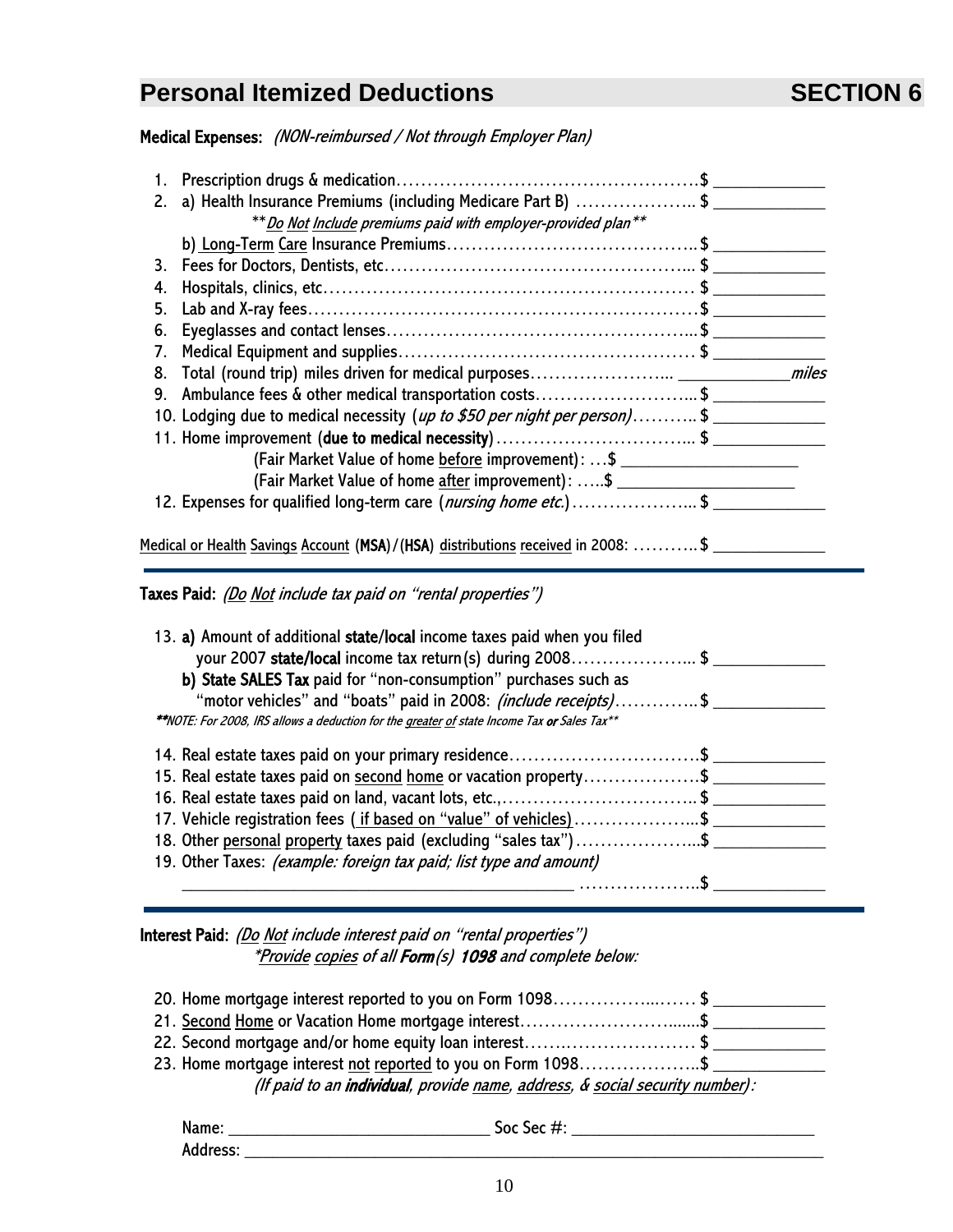# Personal Itemized Deductions — SECTION 6

**Medical Expenses:** *(NON-reimbursed / Not through Employer Plan)*

1. Prescription drugs & medication…………………………………………….$ ____________
2. a) Health Insurance Premiums (including Medicare Part B) ……………….. $ ____________
   *\*\*Do Not Include premiums paid with employer-provided plan\*\**
   b) Long-Term Care Insurance Premiums…………………………………..$ ____________
3. Fees for Doctors, Dentists, etc…………………………………………... $ ____________
4. Hospitals, clinics, etc…………………………………………………… $ ____________
5. Lab and X-ray fees………………………………………………………$ ____________
6. Eyeglasses and contact lenses…………………………………………...$ ____________
7. Medical Equipment and supplies………………………………………… $ ____________
8. Total (round trip) miles driven for medical purposes…………………... ____________ *miles*
9. Ambulance fees & other medical transportation costs……………………... $ ____________
10. Lodging due to medical necessity (*up to $50 per night per person*)……….. $ ____________
11. Home improvement (**due to medical necessity**)………………………….. $ ____________
    (Fair Market Value of home before improvement): …$ __________________
    (Fair Market Value of home after improvement): …..$ __________________
12. Expenses for qualified long-term care (*nursing home etc.*)………………... $ ____________

Medical or Health Savings Account (**MSA**)/(**HSA**) distributions received in 2008: ……….. $ ____________

---

**Taxes Paid:** *(Do Not include tax paid on "rental properties")*

13. **a)** Amount of additional **state/local** income taxes paid when you filed your 2007 **state/local** income tax return(s) during 2008………………... $ ____________
    **b) State SALES Tax** paid for "non-consumption" purchases such as "motor vehicles" and "boats" paid in 2008: *(include receipts)*…………..$ ____________

*\*\*NOTE: For 2008, IRS allows a deduction for the greater of state Income Tax **or** Sales Tax\*\**

14. Real estate taxes paid on your primary residence…………………………..$ ____________
15. Real estate taxes paid on second home or vacation property……………….$ ____________
16. Real estate taxes paid on land, vacant lots, etc.,…………………………... $ ____________
17. Vehicle registration fees (if based on "value" of vehicles)………………...$ ____________
18. Other personal property taxes paid (excluding "sales tax")………………...$ ____________
19. Other Taxes: *(example: foreign tax paid; list type and amount)*
    ________________________________________ ………………..$ ____________

---

**Interest Paid:** *(Do Not include interest paid on "rental properties")*
*\*Provide copies of all **Form**(s) **1098** and complete below:*

20. Home mortgage interest reported to you on Form 1098……………...…… $ ____________
21. Second Home or Vacation Home mortgage interest…………………….....$ ____________
22. Second mortgage and/or home equity loan interest……..………………… $ ____________
23. Home mortgage interest not reported to you on Form 1098………………..$ ____________
    *(If paid to an **individual**, provide name, address, & social security number):*

Name: ____________________________ Soc Sec #: ________________________
Address: ____________________________________________________________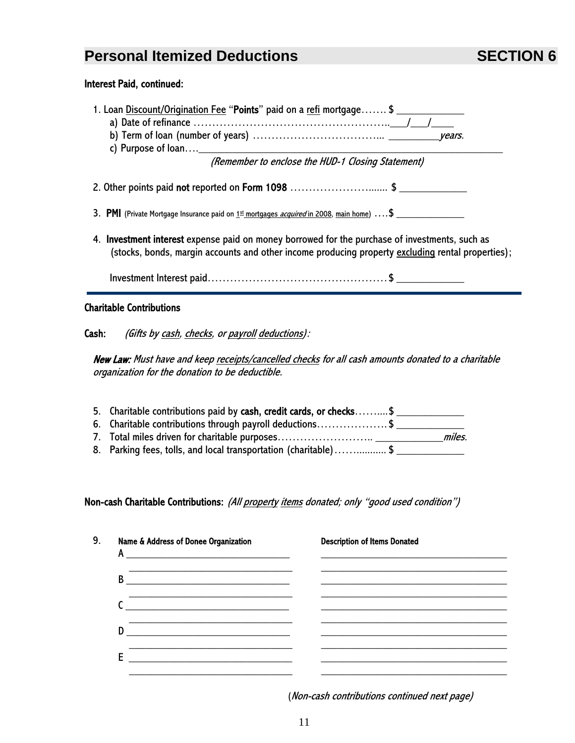# Personal Itemized Deductions — SECTION 6

**Interest Paid, continued:**

1. Loan <u>Discount/Origination Fee</u> "**Points**" paid on a <u>refi</u> mortgage……. $ _____________
   a) Date of refinance ……………………………………………….___/___/____
   b) Term of loan (number of years) ……………………………... _________*years.*
   c) Purpose of loan….__________________________________________________________

   *(Remember to enclose the HUD-1 Closing Statement)*

2. Other points paid **not** reported on **Form 1098** ………………….….. $ _____________

3. **PMI** (Private Mortgage Insurance paid on <u>1st mortgages *acquired* in 2008</u>, <u>main home</u>) ….$ ______________

4. **Investment interest** expense paid on money borrowed for the purchase of investments, such as (stocks, bonds, margin accounts and other income producing property <u>excluding</u> rental properties);

   Investment Interest paid…………………………………………$ _____________

---

**Charitable Contributions**

**Cash:** *(Gifts by <u>cash</u>, <u>checks</u>, or <u>payroll</u> <u>deductions</u>):*

***New Law:*** *Must have and keep <u>receipts/cancelled checks</u> for all cash amounts donated to a charitable organization for the donation to be deductible.*

5. Charitable contributions paid by **cash, credit cards, or checks**……...$ _____________
6. Charitable contributions through payroll deductions………………$ _____________
7. Total miles driven for charitable purposes…………………….. _____________*miles.*
8. Parking fees, tolls, and local transportation (charitable)……......... $ _____________

**Non-cash Charitable Contributions:** *(All <u>property</u> <u>items</u> donated; only "good used condition")*

9.

| | Name & Address of Donee Organization | Description of Items Donated |
|---|---|---|
| A | ________________________________ | ____________________________________ |
| | ________________________________ | ____________________________________ |
| B | ________________________________ | ____________________________________ |
| | ________________________________ | ____________________________________ |
| C | ________________________________ | ____________________________________ |
| | ________________________________ | ____________________________________ |
| D | ________________________________ | ____________________________________ |
| | ________________________________ | ____________________________________ |
| E | ________________________________ | ____________________________________ |
| | ________________________________ | ____________________________________ |

(*Non-cash contributions continued next page)*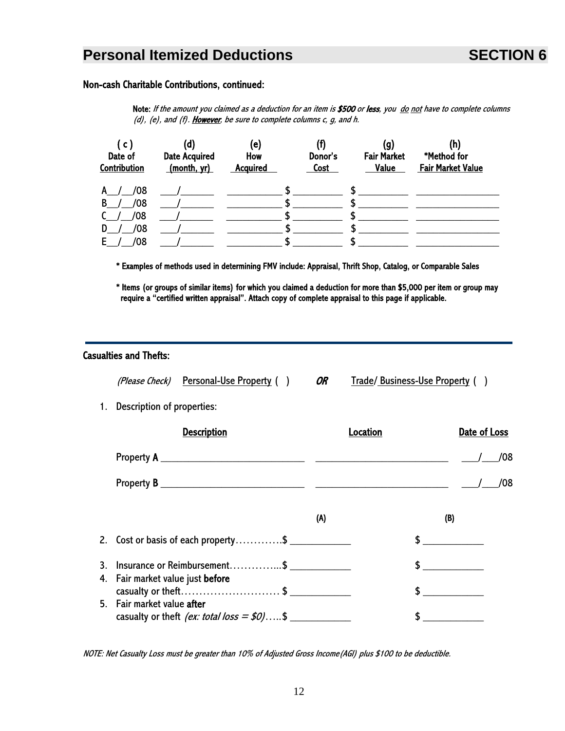# Personal Itemized Deductions SECTION 6

### Non-cash Charitable Contributions, continued:

**Note:** *If the amount you claimed as a deduction for an item is **$500** or **less**, you do not have to complete columns (d), (e), and (f). **However**, be sure to complete columns c, g, and h.*

| (c) Date of Contribution | (d) Date Acquired (month, yr) | (e) How Acquired | (f) Donor's Cost | (g) Fair Market Value | (h) *Method for Fair Market Value |
|---|---|---|---|---|---|
| A__/__/08 | ___/______ | __________ | $ __________ | $ __________ | ________________ |
| B__/__/08 | ___/______ | __________ | $ __________ | $ __________ | ________________ |
| C__/__/08 | ___/______ | __________ | $ __________ | $ __________ | ________________ |
| D__/__/08 | ___/______ | __________ | $ __________ | $ __________ | ________________ |
| E__/__/08 | ___/______ | __________ | $ __________ | $ __________ | ________________ |

**\* Examples of methods used in determining FMV include: Appraisal, Thrift Shop, Catalog, or Comparable Sales**

**\* Items (or groups of similar items) for which you claimed a deduction for more than $5,000 per item or group may require a "certified written appraisal". Attach copy of complete appraisal to this page if applicable.**

---

### Casualties and Thefts:

*(Please Check)* Personal-Use Property ( ) ***OR*** Trade/ Business-Use Property ( )

1. Description of properties:

| Description | Location | Date of Loss |
|---|---|---|
| Property **A** ____________________________ | __________________________ | ___/___/08 |
| Property **B** ____________________________ | __________________________ | ___/___/08 |

| | (A) | (B) |
|---|---|---|
| 2. Cost or basis of each property………… | $ ___________ | $ ___________ |
| 3. Insurance or Reimbursement…………... | $ ___________ | $ ___________ |
| 4. Fair market value just **before** casualty or theft……………………… | $ ___________ | $ ___________ |
| 5. Fair market value **after** casualty or theft *(ex: total loss = $0)*….. | $ ___________ | $ ___________ |

*NOTE: Net Casualty Loss must be greater than 10% of Adjusted Gross Income(AGI) plus $100 to be deductible.*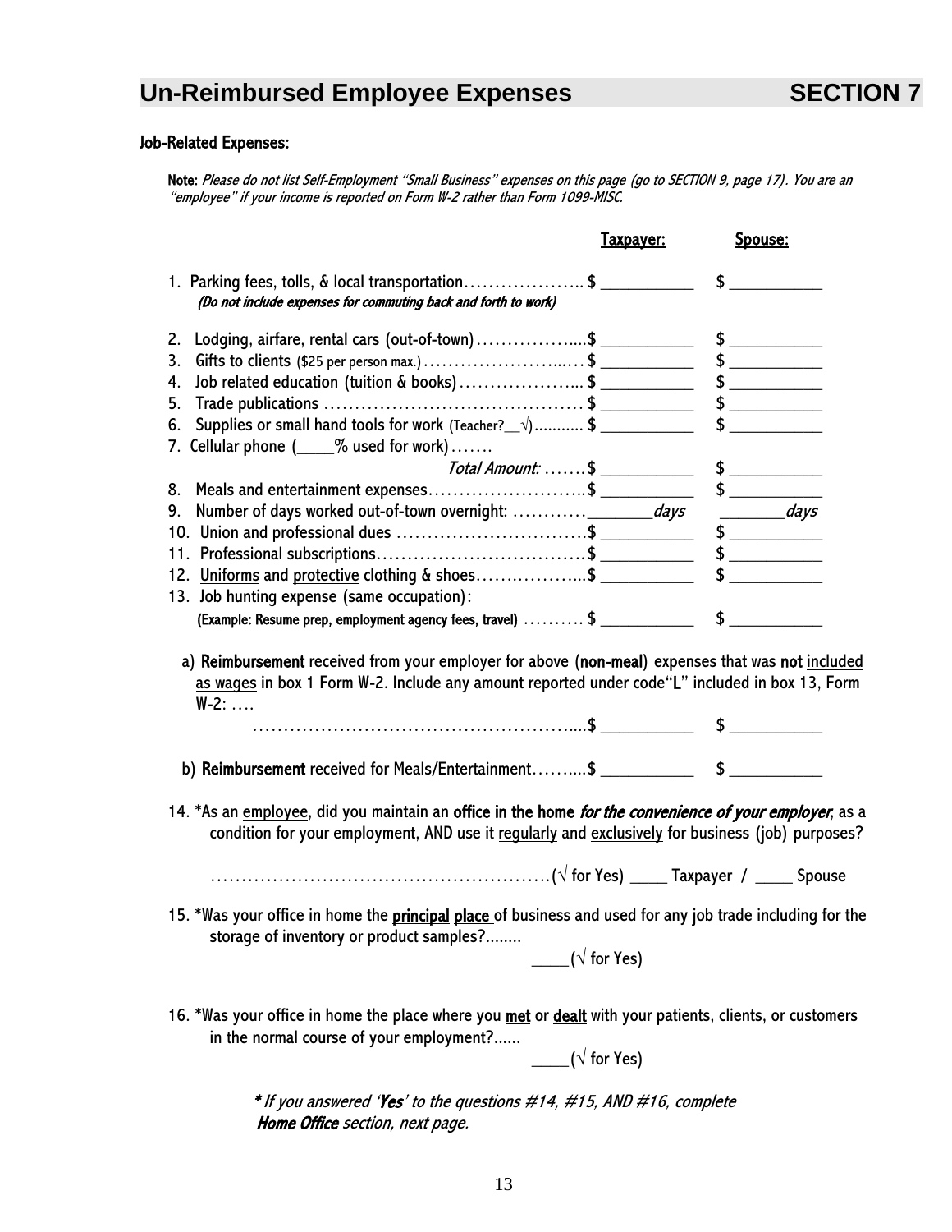# Un-Reimbursed Employee Expenses SECTION 7

**Job-Related Expenses:**

**Note:** *Please do not list Self-Employment "Small Business" expenses on this page (go to SECTION 9, page 17). You are an "employee" if your income is reported on Form W-2 rather than Form 1099-MISC.*

| | Taxpayer: | Spouse: |
|---|---|---|
| 1. Parking fees, tolls, & local transportation………………….. | $ ___________ | $ ___________ |
| *(Do not include expenses for commuting back and forth to work)* | | |
| 2. Lodging, airfare, rental cars (out-of-town)……………….... | $ ___________ | $ ___________ |
| 3. Gifts to clients ($25 per person max.)……………………..… | $ ___________ | $ ___________ |
| 4. Job related education (tuition & books)………………... | $ ___________ | $ ___________ |
| 5. Trade publications ……………………………………… | $ ___________ | $ ___________ |
| 6. Supplies or small hand tools for work (Teacher?__√)……..… | $ ___________ | $ ___________ |
| 7. Cellular phone (____% used for work)……. | | |
| *Total Amount:* ……. | $ ___________ | $ ___________ |
| 8. Meals and entertainment expenses…………………….. | $ ___________ | $ ___________ |
| 9. Number of days worked out-of-town overnight: ………… | ________*days* | ________*days* |
| 10. Union and professional dues …………………………. | $ ___________ | $ ___________ |
| 11. Professional subscriptions……………………………. | $ ___________ | $ ___________ |
| 12. Uniforms and protective clothing & shoes……..……... | $ ___________ | $ ___________ |
| 13. Job hunting expense (same occupation): (Example: Resume prep, employment agency fees, travel) ………. | $ ___________ | $ ___________ |
| a) **Reimbursement** received from your employer for above (**non-meal**) expenses that was **not** included as wages in box 1 Form W-2. Include any amount reported under code "**L**" included in box 13, Form W-2: ….……………………………………………... | $ ___________ | $ ___________ |
| b) **Reimbursement** received for Meals/Entertainment……... | $ ___________ | $ ___________ |

14. *As an employee, did you maintain an **office in the home** ***for the convenience of your employer***, as a condition for your employment, AND use it regularly and exclusively for business (job) purposes?

    ……………………………………………………(√ for Yes) ____ Taxpayer / ____ Spouse

15. *Was your office in home the **principal place** of business and used for any job trade including for the storage of inventory or product samples?........

    ____(√ for Yes)

16. *Was your office in home the place where you **met** or **dealt** with your patients, clients, or customers in the normal course of your employment?......

    ____(√ for Yes)

***** *If you answered '**Yes**' to the questions #14, #15, AND #16, complete **Home Office** section, next page.*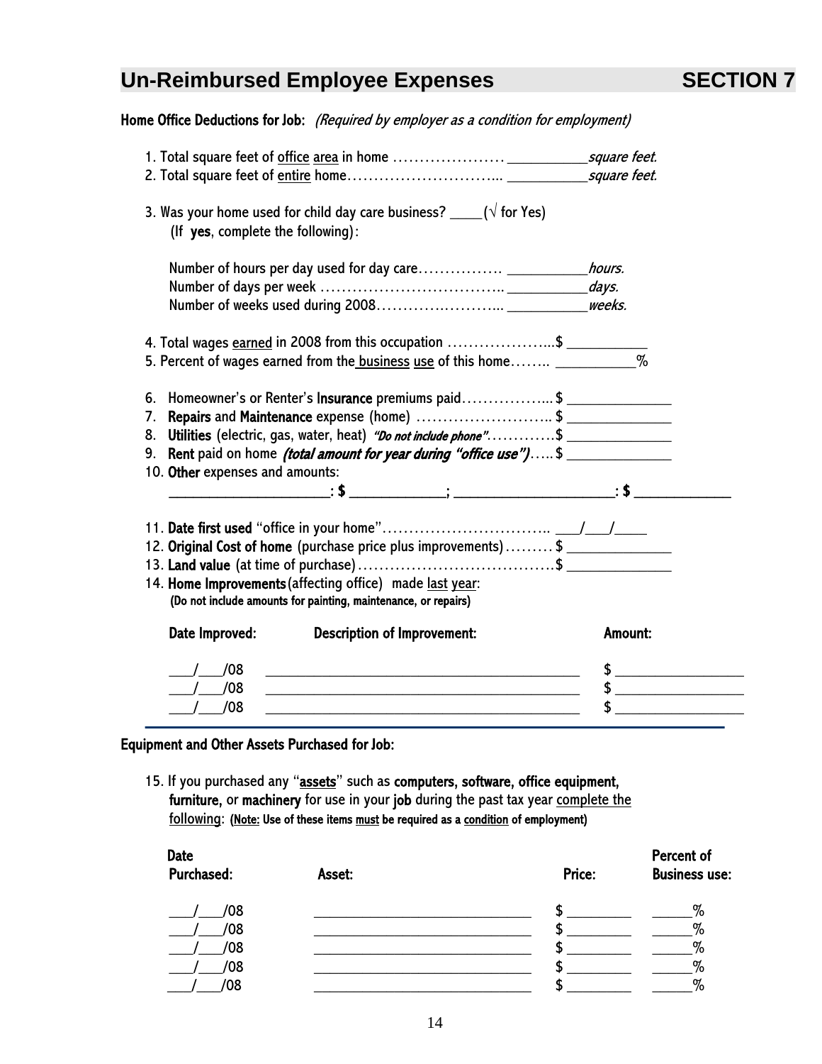## Un-Reimbursed Employee Expenses — SECTION 7

**Home Office Deductions for Job:** *(Required by employer as a condition for employment)*

1. Total square feet of office area in home ………………… ___________*square feet.*
2. Total square feet of entire home……………………….... ___________*square feet.*

3. Was your home used for child day care business? _____(√ for Yes)
   (If **yes**, complete the following):

   Number of hours per day used for day care……………. ___________*hours.*
   Number of days per week …………………………….. ___________*days.*
   Number of weeks used during 2008……….……….... ___________*weeks.*

4. Total wages earned in 2008 from this occupation ………………...$ ___________
5. Percent of wages earned from the business use of this home…….. ___________%

6. Homeowner's or Renter's **Insurance** premiums paid……………... $ ______________
7. **Repairs** and **Maintenance** expense (home) …………………….. $ ______________
8. **Utilities** (electric, gas, water, heat) ***"Do not include phone"***…………$ ______________
9. **Rent** paid on home ***(total amount for year during "office use")***….. $ ______________
10. **Other** expenses and amounts:
    _______________________: $ _____________; _______________________: $ _____________

11. **Date first used** "office in your home"………………………….. ___/___/____
12. **Original Cost of home** (purchase price plus improvements)……… $ ______________
13. **Land value** (at time of purchase)……………………………….$ ______________
14. **Home Improvements** (affecting office) made last year:
    **(Do not include amounts for painting, maintenance, or repairs)**

| Date Improved: | Description of Improvement: | Amount: |
|---|---|---|
| ___/___/08 | _____________________________________________ | $ __________________ |
| ___/___/08 | _____________________________________________ | $ __________________ |
| ___/___/08 | _____________________________________________ | $ __________________ |

**Equipment and Other Assets Purchased for Job:**

15. If you purchased any "**assets**" such as **computers, software, office equipment, furniture,** or **machinery** for use in your **job** during the past tax year complete the following: **(Note: Use of these items must be required as a condition of employment)**

| Date Purchased: | Asset: | Price: | Percent of Business use: |
|---|---|---|---|
| ___/___/08 | ______________________________ | $ _________ | _____% |
| ___/___/08 | ______________________________ | $ _________ | _____% |
| ___/___/08 | ______________________________ | $ _________ | _____% |
| ___/___/08 | ______________________________ | $ _________ | _____% |
| ___/___/08 | ______________________________ | $ _________ | _____% |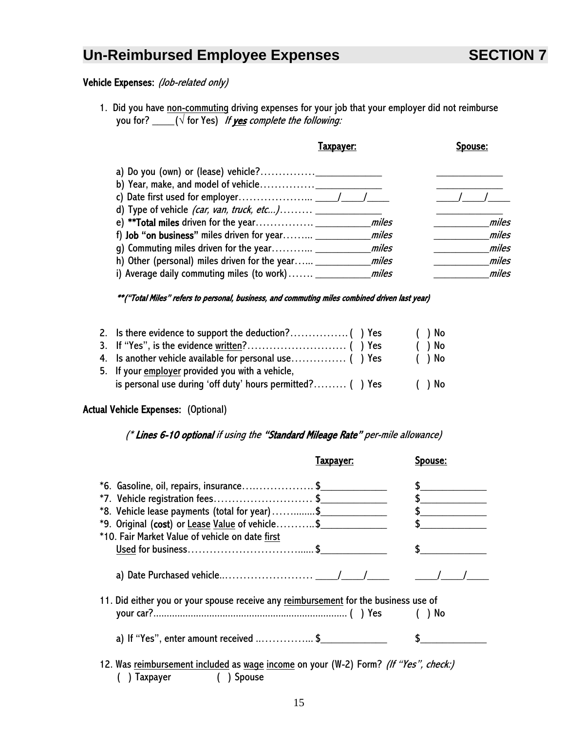## Un-Reimbursed Employee Expenses SECTION 7

**Vehicle Expenses:** *(Job-related only)*

1. Did you have non-commuting driving expenses for your job that your employer did not reimburse you for? ____(√ for Yes) *If **yes** complete the following:*

| | **Taxpayer:** | **Spouse:** |
|---|---|---|
| a) Do you (own) or (lease) vehicle?…………… | ____________ | ____________ |
| b) Year, make, and model of vehicle…………… | ____________ | ____________ |
| c) Date first used for employer………………... | ____/____/____ | ____/____/____ |
| d) Type of vehicle *(car, van, truck, etc...)*……… | ____________ | ____________ |
| e) **Total miles** driven for the year……………. | __________*miles* | __________*miles* |
| f) **Job "on business"** miles driven for year……... | __________*miles* | __________*miles* |
| g) Commuting miles driven for the year………... | __________*miles* | __________*miles* |
| h) Other (personal) miles driven for the year…... | __________*miles* | __________*miles* |
| i) Average daily commuting miles (to work)……. | __________*miles* | __________*miles* |

***("Total Miles" refers to personal, business, and commuting miles combined driven last year)***

2. Is there evidence to support the deduction?……………. ( ) Yes ( ) No
3. If "Yes", is the evidence written?……………………… ( ) Yes ( ) No
4. Is another vehicle available for personal use…………… ( ) Yes ( ) No
5. If your employer provided you with a vehicle, is personal use during 'off duty' hours permitted?……… ( ) Yes ( ) No

**Actual Vehicle Expenses:** (Optional)

*(\* **Lines 6-10 optional** if using the **"Standard Mileage Rate"** per-mile allowance)*

| | **Taxpayer:** | **Spouse:** |
|---|---|---|
| *6. Gasoline, oil, repairs, insurance………………. | $____________ | $____________ |
| *7. Vehicle registration fees……………………… | $____________ | $____________ |
| *8. Vehicle lease payments (total for year)……........ | $____________ | $____________ |
| *9. Original (**cost**) or Lease Value of vehicle………. | $____________ | $____________ |
| *10. Fair Market Value of vehicle on date first Used for business…………………………...... | $____________ | $____________ |
| a) Date Purchased vehicle..…………………… | ____/____/____ | ____/____/____ |

11. Did either you or your spouse receive any reimbursement for the business use of your car?........................................................................ ( ) Yes ( ) No

    a) If "Yes", enter amount received ..…………... $____________ $____________

12. Was reimbursement included as wage income on your (W-2) Form? *(If "Yes", check:)*
    ( ) Taxpayer ( ) Spouse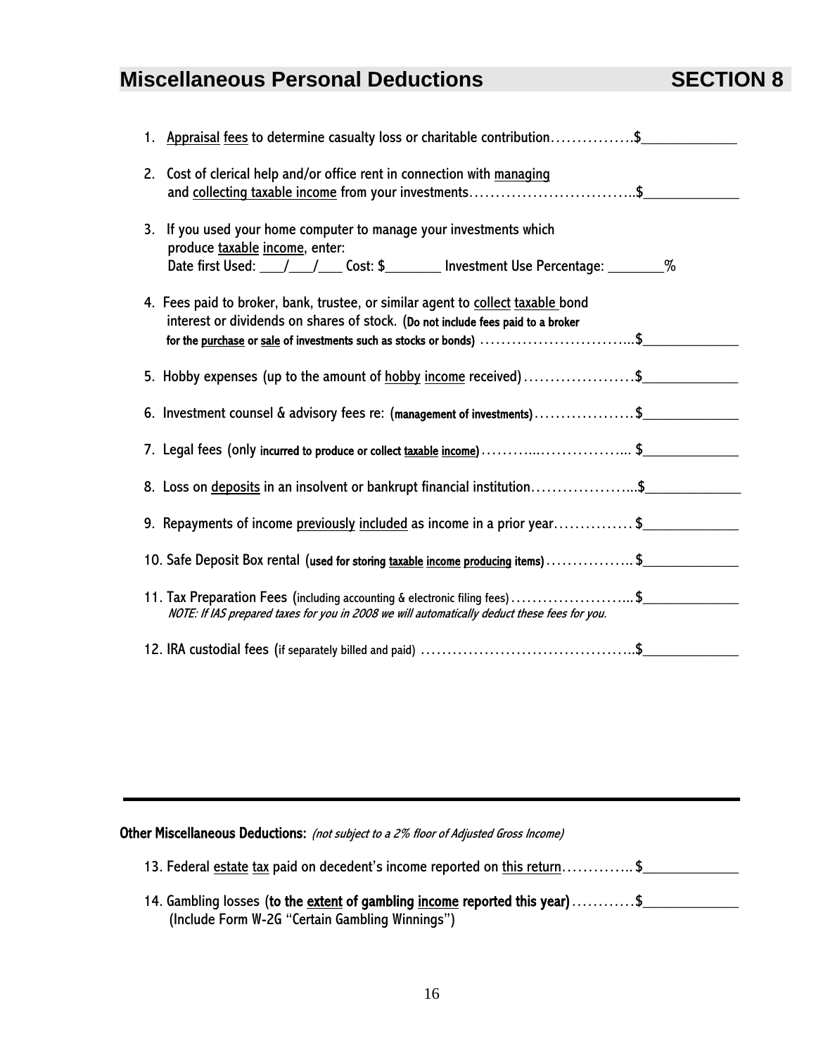# Miscellaneous Personal Deductions SECTION 8

1. Appraisal fees to determine casualty loss or charitable contribution…………….$____________

2. Cost of clerical help and/or office rent in connection with managing and collecting taxable income from your investments…………………………..$____________

3. If you used your home computer to manage your investments which produce taxable income, enter:
   Date first Used: ___/___/___ Cost: $_______ Investment Use Percentage: _______%

4. Fees paid to broker, bank, trustee, or similar agent to collect taxable bond interest or dividends on shares of stock. (**Do not include fees paid to a broker for the purchase or sale of investments such as stocks or bonds**) ………………………...$____________

5. Hobby expenses (up to the amount of hobby income received)…………………$____________

6. Investment counsel & advisory fees re: (**management of investments**)………………$____________

7. Legal fees (only **incurred to produce or collect taxable income**)………..……………... $____________

8. Loss on deposits in an insolvent or bankrupt financial institution………………...$____________

9. Repayments of income previously included as income in a prior year……………$____________

10. Safe Deposit Box rental (**used for storing taxable income producing items**)…………….. $____________

11. Tax Preparation Fees (including accounting & electronic filing fees)…………………...$____________
    *NOTE: If IAS prepared taxes for you in 2008 we will automatically deduct these fees for you.*

12. IRA custodial fees (if separately billed and paid) …………………………………..$____________

---

**Other Miscellaneous Deductions:** *(not subject to a 2% floor of Adjusted Gross Income)*

13. Federal estate tax paid on decedent's income reported on this return………….. $____________

14. Gambling losses (**to the extent of gambling income reported this year**)…………$____________
    (Include Form W-2G "Certain Gambling Winnings")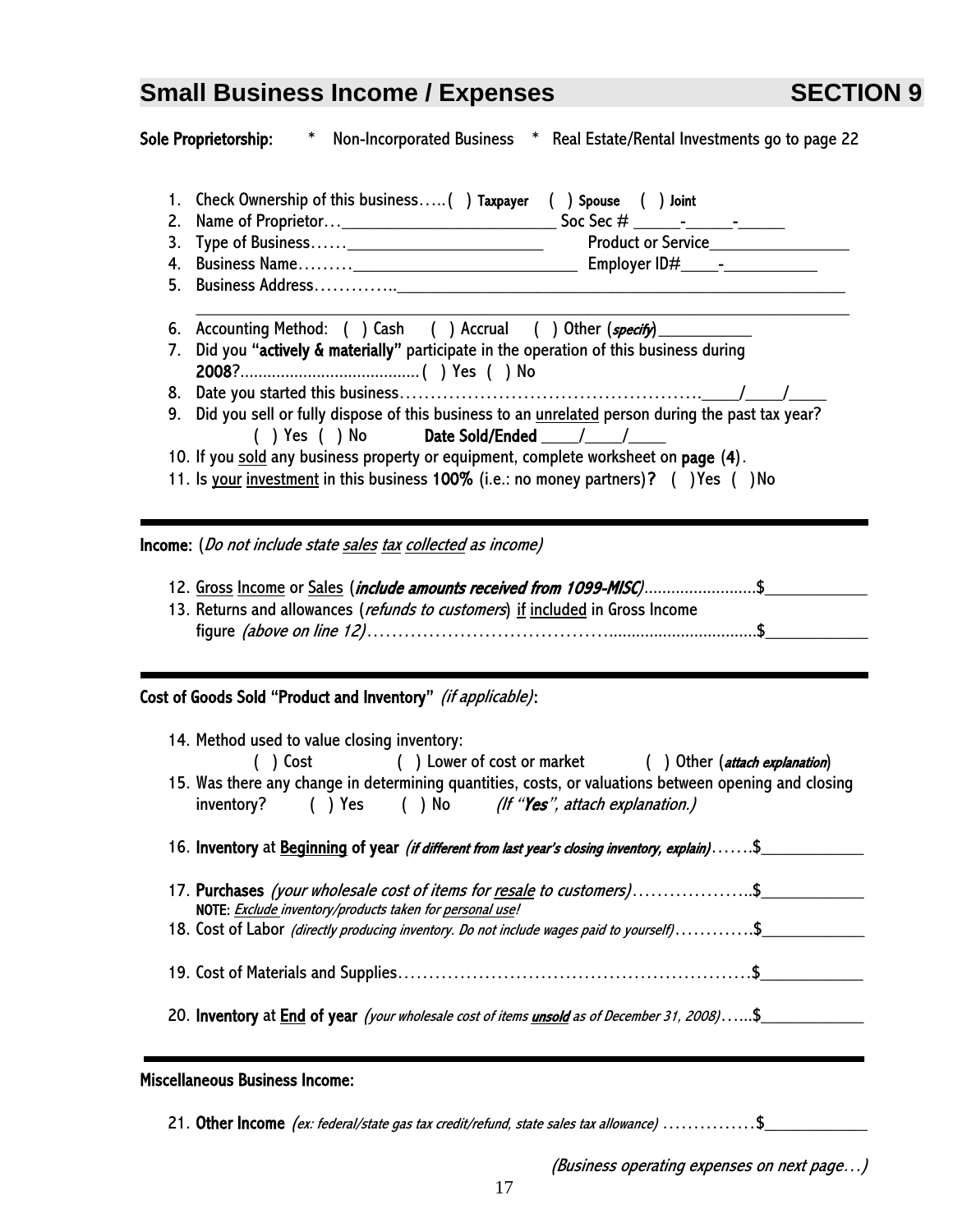## Small Business Income / Expenses — SECTION 9

**Sole Proprietorship:** * Non-Incorporated Business * Real Estate/Rental Investments go to page 22

1. Check Ownership of this business…..( ) **Taxpayer** ( ) **Spouse** ( ) **Joint**
2. Name of Proprietor…_________________________ Soc Sec # _____-_____-_____
3. Type of Business……_______________________ Product or Service________________
4. Business Name………_________________________ Employer ID#____-___________
5. Business Address…………..____________________________________________________
   ____________________________________________________________________________
6. Accounting Method: ( ) Cash ( ) Accrual ( ) Other (*specify*)___________
7. Did you **"actively & materially"** participate in the operation of this business during **2008**?........................................( ) Yes ( ) No
8. Date you started this business…………………………………………….____/____/____
9. Did you sell or fully dispose of this business to an <u>unrelated</u> person during the past tax year?
   ( ) Yes ( ) No **Date Sold/Ended** ____/____/____
10. If you <u>sold</u> any business property or equipment, complete worksheet on **page (4)**.
11. Is <u>your</u> <u>investment</u> in this business **100%** (i.e.: no money partners)**?** ( )Yes ( )No

---

**Income:** (*Do not include state <u>sales</u> <u>tax</u> <u>collected</u> as income*)

12. <u>Gross</u> <u>Income</u> or <u>Sales</u> (***include amounts received from 1099-MISC***)........................$____________
13. Returns and allowances (*refunds to customers*) <u>if</u> <u>included</u> in Gross Income figure *(above on line 12)*…………………………………................................$____________

---

**Cost of Goods Sold "Product and Inventory"** *(if applicable)*:

14. Method used to value closing inventory:
    ( ) Cost ( ) Lower of cost or market ( ) Other (***attach explanation***)
15. Was there any change in determining quantities, costs, or valuations between opening and closing inventory? ( ) Yes ( ) No *(If "**Yes**", attach explanation.)*
16. **Inventory** at **<u>Beginning</u> of year** ***(if different from last year's closing inventory, explain)***…….$____________
17. **Purchases** *(your wholesale cost of items for <u>resale</u> to customers)*………………..$____________
    **NOTE:** *<u>Exclude</u> inventory/products taken for <u>personal use</u>!*
18. Cost of Labor *(directly producing inventory. Do not include wages paid to yourself)*………….$____________
19. Cost of Materials and Supplies…………………………………………………$____________
20. **Inventory** at **<u>End</u> of year** *(your wholesale cost of items **<u>unsold</u>** as of December 31, 2008)*…...$____________

---

**Miscellaneous Business Income:**

21. **Other Income** *(ex: federal/state gas tax credit/refund, state sales tax allowance)* ……………$____________

*(Business operating expenses on next page…)*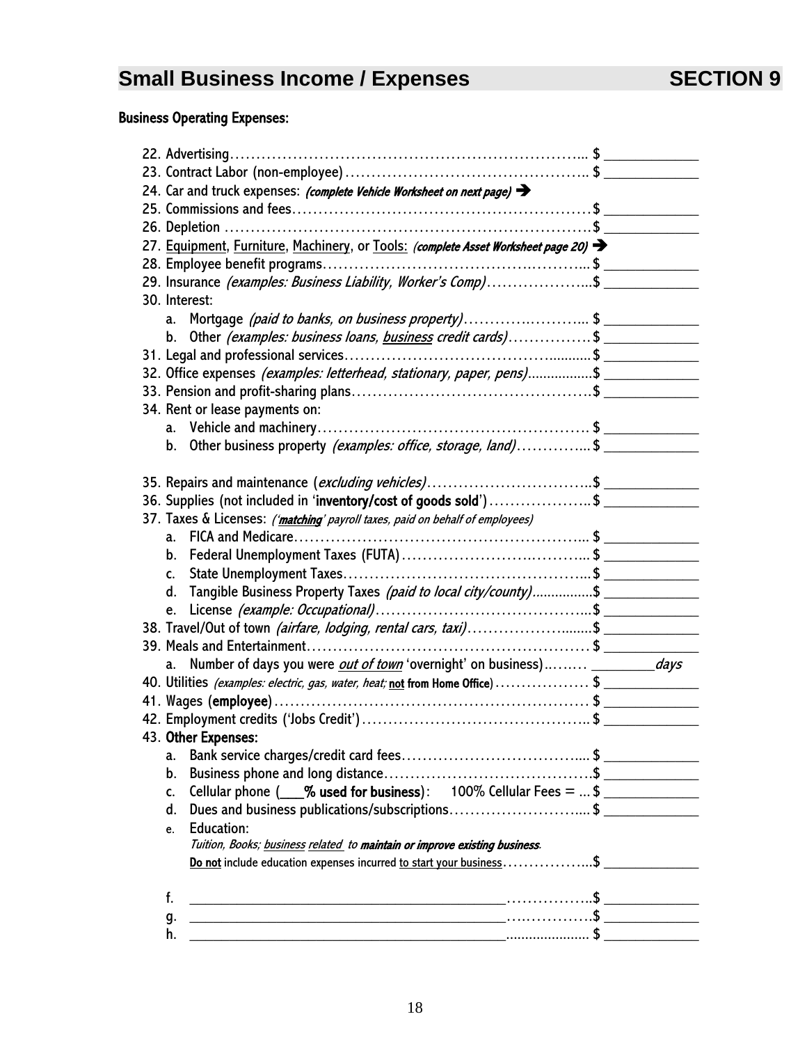## Small Business Income / Expenses — SECTION 9

**Business Operating Expenses:**

22. Advertising………………………………………………………………... $ ____________
23. Contract Labor (non-employee)………………………………………….. $ ____________
24. Car and truck expenses: ***(complete Vehicle Worksheet on next page)*** ➔
25. Commissions and fees…………………………………………………….$ ____________
26. Depletion ……………………………………………………………….$ ____________
27. Equipment, Furniture, Machinery, or Tools: ***(complete Asset Worksheet page 20)*** ➔
28. Employee benefit programs……………………………………..……... $ ____________
29. Insurance *(examples: Business Liability, Worker's Comp)*………………...$ ____________
30. Interest:
    a. Mortgage *(paid to banks, on business property)*……….………... $ ____________
    b. Other *(examples: business loans, business credit cards)*…………….$ ____________
31. Legal and professional services………………………………….......... $ ____________
32. Office expenses *(examples: letterhead, stationary, paper, pens)*................$ ____________
33. Pension and profit-sharing plans……………………………………….$ ____________
34. Rent or lease payments on:
    a. Vehicle and machinery……………………………………………. $ ____________
    b. Other business property *(examples: office, storage, land)*…………... $ ____________

35. Repairs and maintenance (*excluding vehicles)*…………………………..$ ____________
36. Supplies (not included in '**inventory/cost of goods sold**')………………... $ ____________
37. Taxes & Licenses: *('**matching**' payroll taxes, paid on behalf of employees)*
    a. FICA and Medicare………………………………………………... $ ____________
    b. Federal Unemployment Taxes (FUTA)……………………..……... $ ____________
    c. State Unemployment Taxes………………………………………... $ ____________
    d. Tangible Business Property Taxes *(paid to local city/county)*................$ ____________
    e. License *(example: Occupational)*…………………………………...$ ____________
38. Travel/Out of town *(airfare, lodging, rental cars, taxi)*……………….......$ ____________
39. Meals and Entertainment……………………………………………… $ ____________
    a. Number of days you were *out of town* 'overnight' on business)..…… ________*days*
40. Utilities *(examples: electric, gas, water, heat;* **not from Home Office**)……………… $ ____________
41. Wages (**employee**)…………………………………………………… $ ____________
42. Employment credits ('Jobs Credit')…………………………………….. $ ____________
43. **Other Expenses:**
    a. Bank service charges/credit card fees…………………………….... $ ____________
    b. Business phone and long distance………………………………….$ ____________
    c. Cellular phone (___**% used for business**): 100% Cellular Fees = ... $ ____________
    d. Dues and business publications/subscriptions……………………..... $ ____________
    e. Education:
       *Tuition, Books; business related to* ***maintain or improve existing business****.*
       **Do not** include education expenses incurred to start your business……………...$ ____________

    f. ________________________________________……………..$ ____________
    g. ________________________________________…..………….$ ____________
    h. ________________________________________..................... $ ____________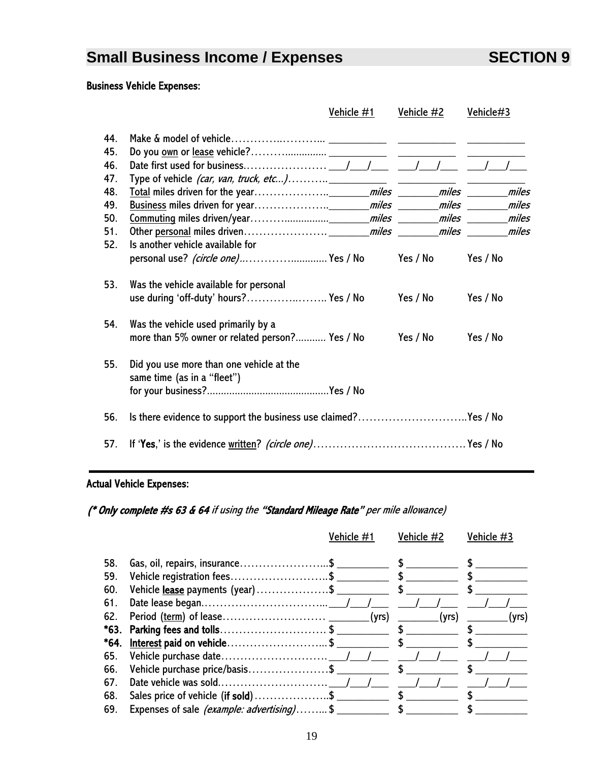## Small Business Income / Expenses SECTION 9

**Business Vehicle Expenses:**

| | | Vehicle #1 | Vehicle #2 | Vehicle#3 |
|---|---|---|---|---|
| 44. | Make & model of vehicle………….……….. | ___________ | ___________ | ___________ |
| 45. | Do you own or lease vehicle?……….............. | ___________ | ___________ | ___________ |
| 46. | Date first used for business………………… | ___/___/___ | ___/___/___ | ___/___/___ |
| 47. | Type of vehicle *(car, van, truck, etc...)*……….. | ___________ | ___________ | ___________ |
| 48. | Total miles driven for the year……………….. | ________*miles* | ________*miles* | ________*miles* |
| 49. | Business miles driven for year……………….. | ________*miles* | ________*miles* | ________*miles* |
| 50. | Commuting miles driven/year……….............. | ________*miles* | ________*miles* | ________*miles* |
| 51. | Other personal miles driven…………………. | ________*miles* | ________*miles* | ________*miles* |
| 52. | Is another vehicle available for personal use? *(circle one)*..……………............ | Yes / No | Yes / No | Yes / No |
| 53. | Was the vehicle available for personal use during 'off-duty' hours?…………..…….. | Yes / No | Yes / No | Yes / No |
| 54. | Was the vehicle used primarily by a more than 5% owner or related person?.......... | Yes / No | Yes / No | Yes / No |
| 55. | Did you use more than one vehicle at the same time (as in a "fleet") for your business?........................................... | Yes / No | | |

56. Is there evidence to support the business use claimed?………………………..Yes / No

57. If '**Yes**,' is the evidence written? *(circle one)*………………………………….Yes / No

---

**Actual Vehicle Expenses:**

***(\* Only complete #s 63 & 64*** *if using the* ***"Standard Mileage Rate"*** *per mile allowance)*

| | | Vehicle #1 | Vehicle #2 | Vehicle #3 |
|---|---|---|---|---|
| 58. | Gas, oil, repairs, insurance…………………...$ | __________ | $ __________ | $ __________ |
| 59. | Vehicle registration fees……………………..$ | __________ | $ __________ | $ __________ |
| 60. | Vehicle **lease** payments (year)……………….$ | __________ | $ __________ | $ __________ |
| 61. | Date lease began…………………………... | ___/___/___ | ___/___/___ | ___/___/___ |
| 62. | Period (term) of lease……………………… | ________(yrs) | ________(yrs) | ________(yrs) |
| **\*63.** | **Parking fees and tolls**………………………. $ | __________ | $ __________ | $ __________ |
| **\*64.** | **Interest paid on vehicle**……………………... $ | __________ | $ __________ | $ __________ |
| 65. | Vehicle purchase date………………………. | ___/___/___ | ___/___/___ | ___/___/___ |
| 66. | Vehicle purchase price/basis…………………$ | __________ | $ __________ | $ __________ |
| 67. | Date vehicle was sold………………………. | ___/___/___ | ___/___/___ | ___/___/___ |
| 68. | Sales price of vehicle (**if sold**)………………..$ | __________ | $ __________ | $ __________ |
| 69. | Expenses of sale *(example: advertising)*……...$ | __________ | $ __________ | $ __________ |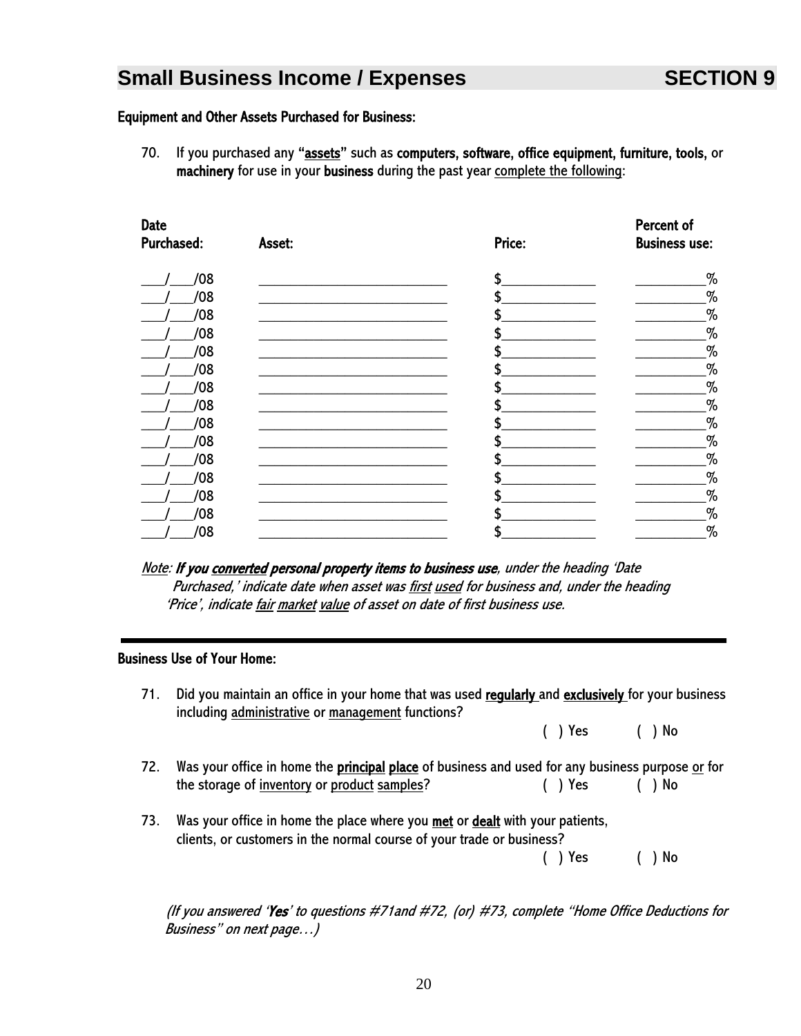## Small Business Income / Expenses — SECTION 9

**Equipment and Other Assets Purchased for Business:**

70. If you purchased any **"assets"** such as **computers, software, office equipment, furniture, tools,** or **machinery** for use in your **business** during the past year complete the following:

| Date Purchased: | Asset: | Price: | Percent of Business use: |
|---|---|---|---|
| ___/___/08 | ____________________ | $__________ | ________% |
| ___/___/08 | ____________________ | $__________ | ________% |
| ___/___/08 | ____________________ | $__________ | ________% |
| ___/___/08 | ____________________ | $__________ | ________% |
| ___/___/08 | ____________________ | $__________ | ________% |
| ___/___/08 | ____________________ | $__________ | ________% |
| ___/___/08 | ____________________ | $__________ | ________% |
| ___/___/08 | ____________________ | $__________ | ________% |
| ___/___/08 | ____________________ | $__________ | ________% |
| ___/___/08 | ____________________ | $__________ | ________% |
| ___/___/08 | ____________________ | $__________ | ________% |
| ___/___/08 | ____________________ | $__________ | ________% |
| ___/___/08 | ____________________ | $__________ | ________% |
| ___/___/08 | ____________________ | $__________ | ________% |
| ___/___/08 | ____________________ | $__________ | ________% |

*Note: **If you converted personal property items to business use**, under the heading 'Date Purchased,' indicate date when asset was first used for business and, under the heading 'Price', indicate fair market value of asset on date of first business use.*

---

**Business Use of Your Home:**

71. Did you maintain an office in your home that was used **regularly** and **exclusively** for your business including administrative or management functions? ( ) Yes ( ) No

72. Was your office in home the **principal place** of business and used for any business purpose or for the storage of inventory or product samples? ( ) Yes ( ) No

73. Was your office in home the place where you **met** or **dealt** with your patients, clients, or customers in the normal course of your trade or business? ( ) Yes ( ) No

*(If you answered '**Yes**' to questions #71and #72, (or) #73, complete "Home Office Deductions for Business" on next page…)*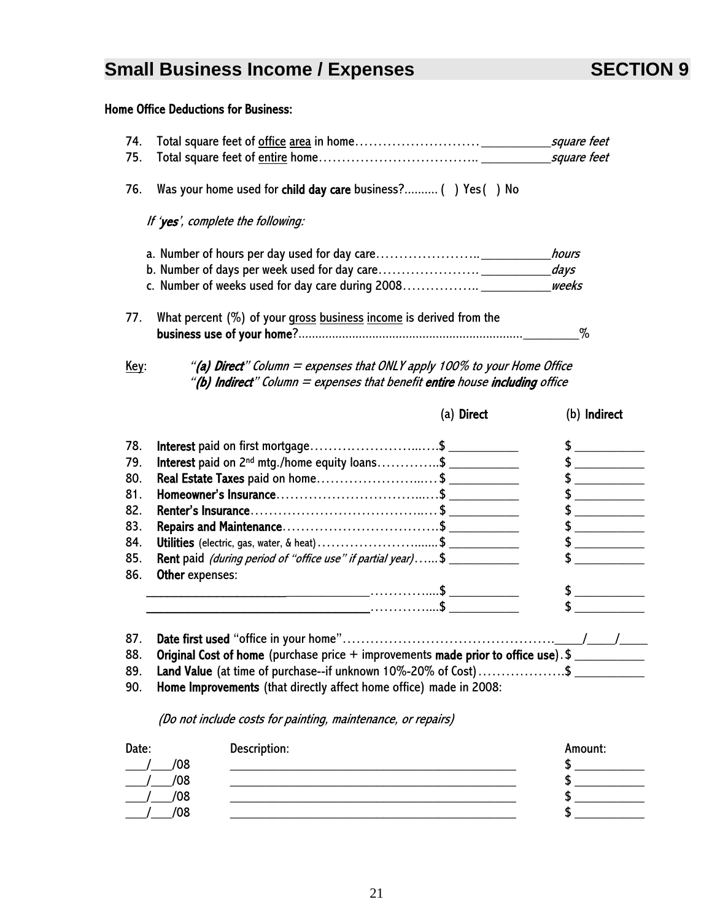## Small Business Income / Expenses — SECTION 9

**Home Office Deductions for Business:**

74. Total square feet of office area in home………………………… ___________ *square feet*
75. Total square feet of entire home……………………………….. ___________ *square feet*

76. Was your home used for **child day care** business?.......... ( ) Yes ( ) No

*If 'yes', complete the following:*

a. Number of hours per day used for day care………………….. ___________ *hours*
b. Number of days per week used for day care…………………. ___________ *days*
c. Number of weeks used for day care during 2008…………….. ___________ *weeks*

77. What percent (%) of your gross business income is derived from the **business use of your home**?..................................................................._________%

Key: "*(a) Direct*" Column = *expenses that ONLY apply 100% to your Home Office*
"*(b) Indirect*" Column = *expenses that benefit **entire** house **including** office*

| | | (a) **Direct** | (b) **Indirect** |
|---|---|---|---|
| 78. | **Interest** paid on first mortgage | $ ___________ | $ ___________ |
| 79. | **Interest** paid on 2nd mtg./home equity loans | $ ___________ | $ ___________ |
| 80. | **Real Estate Taxes** paid on home | $ ___________ | $ ___________ |
| 81. | **Homeowner's Insurance** | $ ___________ | $ ___________ |
| 82. | **Renter's Insurance** | $ ___________ | $ ___________ |
| 83. | **Repairs and Maintenance** | $ ___________ | $ ___________ |
| 84. | **Utilities** (electric, gas, water, & heat) | $ ___________ | $ ___________ |
| 85. | **Rent** paid *(during period of "office use" if partial year)* | $ ___________ | $ ___________ |
| 86. | **Other** expenses: | | |
| | ____________________________________ | $ ___________ | $ ___________ |
| | ____________________________________ | $ ___________ | $ ___________ |

87. **Date first used** "office in your home"……………………………………….____/____/____
88. **Original Cost of home** (purchase price + improvements **made prior to office use**). $ ___________
89. **Land Value** (at time of purchase--if unknown 10%-20% of Cost)……………….$ ___________
90. **Home Improvements** (that directly affect home office) made in 2008:

*(Do not include costs for painting, maintenance, or repairs)*

| Date: | Description: | Amount: |
|---|---|---|
| ___/___/08 | ____________________________________ | $ ___________ |
| ___/___/08 | ____________________________________ | $ ___________ |
| ___/___/08 | ____________________________________ | $ ___________ |
| ___/___/08 | ____________________________________ | $ ___________ |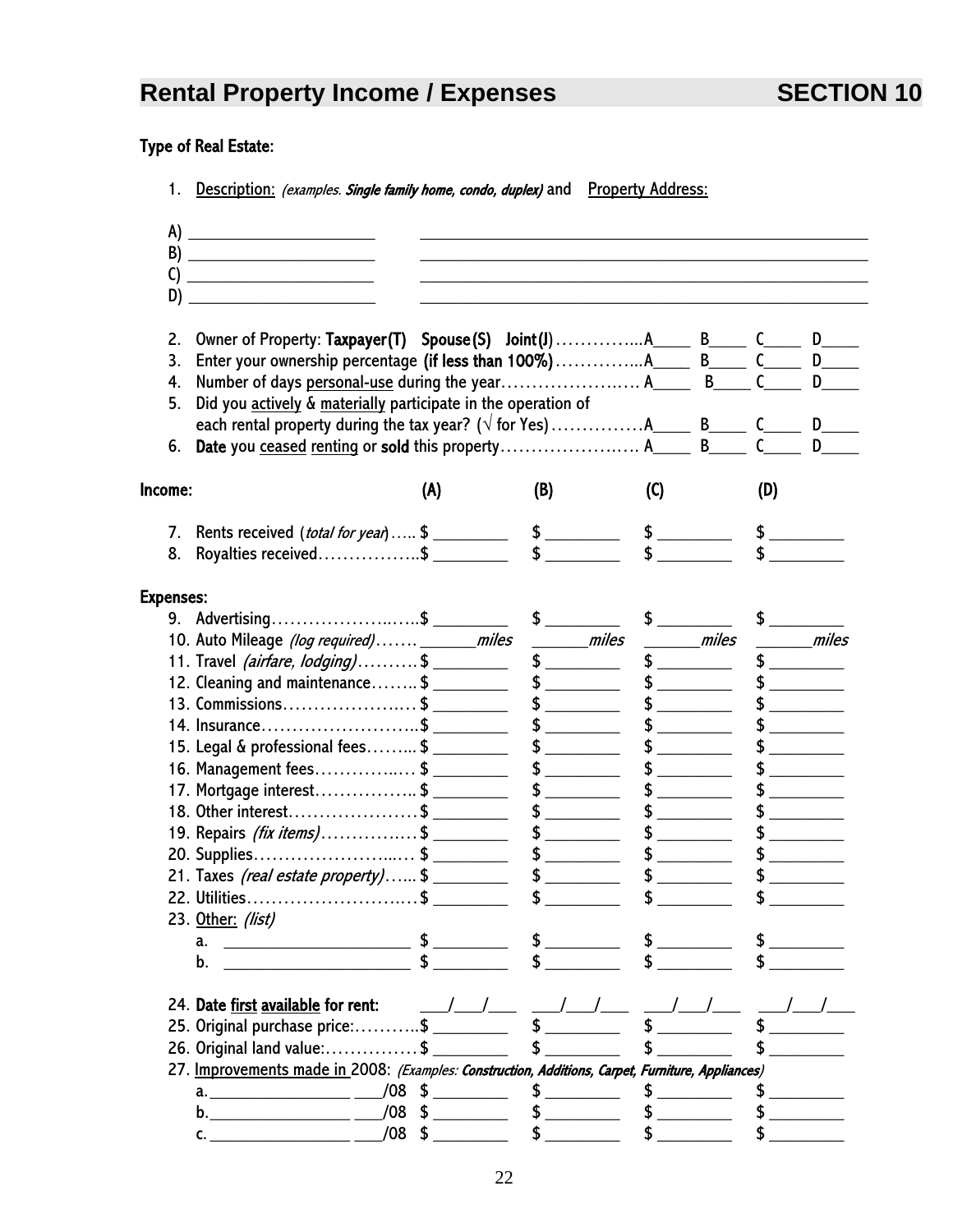# Rental Property Income / Expenses — SECTION 10

**Type of Real Estate:**

1. Description: *(examples. **Single family home, condo, duplex**)* and Property Address:

A) ____________________ ________________________________________________
B) ____________________ ________________________________________________
C) ____________________ ________________________________________________
D) ____________________ ________________________________________________

2. Owner of Property: **Taxpayer(T) Spouse(S) Joint(J)**…………...A____ B____ C____ D____
3. Enter your ownership percentage **(if less than 100%)**…………...A____ B____ C____ D____
4. Number of days personal-use during the year………………..…. A____ B____ C____ D____
5. Did you actively & materially participate in the operation of each rental property during the tax year? (√ for Yes)……………A____ B____ C____ D____
6. **Date** you ceased renting or **sold** this property…………………..…. A____ B____ C____ D____

**Income:**

| | (A) | (B) | (C) | (D) |
|---|---|---|---|---|
| 7. Rents received (*total for year*)….. | $ ________ | $ ________ | $ ________ | $ ________ |
| 8. Royalties received…………….. | $ ________ | $ ________ | $ ________ | $ ________ |

**Expenses:**

| | (A) | (B) | (C) | (D) |
|---|---|---|---|---|
| 9. Advertising………………..….. | $ ________ | $ ________ | $ ________ | $ ________ |
| 10. Auto Mileage *(log required)*……. | ______*miles* | ______*miles* | ______*miles* | ______*miles* |
| 11. Travel *(airfare, lodging)*………. | $ ________ | $ ________ | $ ________ | $ ________ |
| 12. Cleaning and maintenance…….. | $ ________ | $ ________ | $ ________ | $ ________ |
| 13. Commissions……………….…. | $ ________ | $ ________ | $ ________ | $ ________ |
| 14. Insurance…………………….. | $ ________ | $ ________ | $ ________ | $ ________ |
| 15. Legal & professional fees……... | $ ________ | $ ________ | $ ________ | $ ________ |
| 16. Management fees…………..…. | $ ________ | $ ________ | $ ________ | $ ________ |
| 17. Mortgage interest…………….. | $ ________ | $ ________ | $ ________ | $ ________ |
| 18. Other interest…………………. | $ ________ | $ ________ | $ ________ | $ ________ |
| 19. Repairs *(fix items)*……………. | $ ________ | $ ________ | $ ________ | $ ________ |
| 20. Supplies…………………...…. | $ ________ | $ ________ | $ ________ | $ ________ |
| 21. Taxes *(real estate property)*…... | $ ________ | $ ________ | $ ________ | $ ________ |
| 22. Utilities……………………..…. | $ ________ | $ ________ | $ ________ | $ ________ |
| 23. Other: *(list)* | | | | |
| a. ____________________ | $ ________ | $ ________ | $ ________ | $ ________ |
| b. ____________________ | $ ________ | $ ________ | $ ________ | $ ________ |
| 24. **Date first available for rent:** | ___/___/___ | ___/___/___ | ___/___/___ | ___/___/___ |
| 25. Original purchase price:……….. | $ ________ | $ ________ | $ ________ | $ ________ |
| 26. Original land value:…………… | $ ________ | $ ________ | $ ________ | $ ________ |

27. Improvements made in 2008: *(Examples: **Construction, Additions, Carpet, Furniture, Appliances**)*

| | (A) | (B) | (C) | (D) |
|---|---|---|---|---|
| a.________________ ___/08 | $ ________ | $ ________ | $ ________ | $ ________ |
| b.________________ ___/08 | $ ________ | $ ________ | $ ________ | $ ________ |
| c.________________ ___/08 | $ ________ | $ ________ | $ ________ | $ ________ |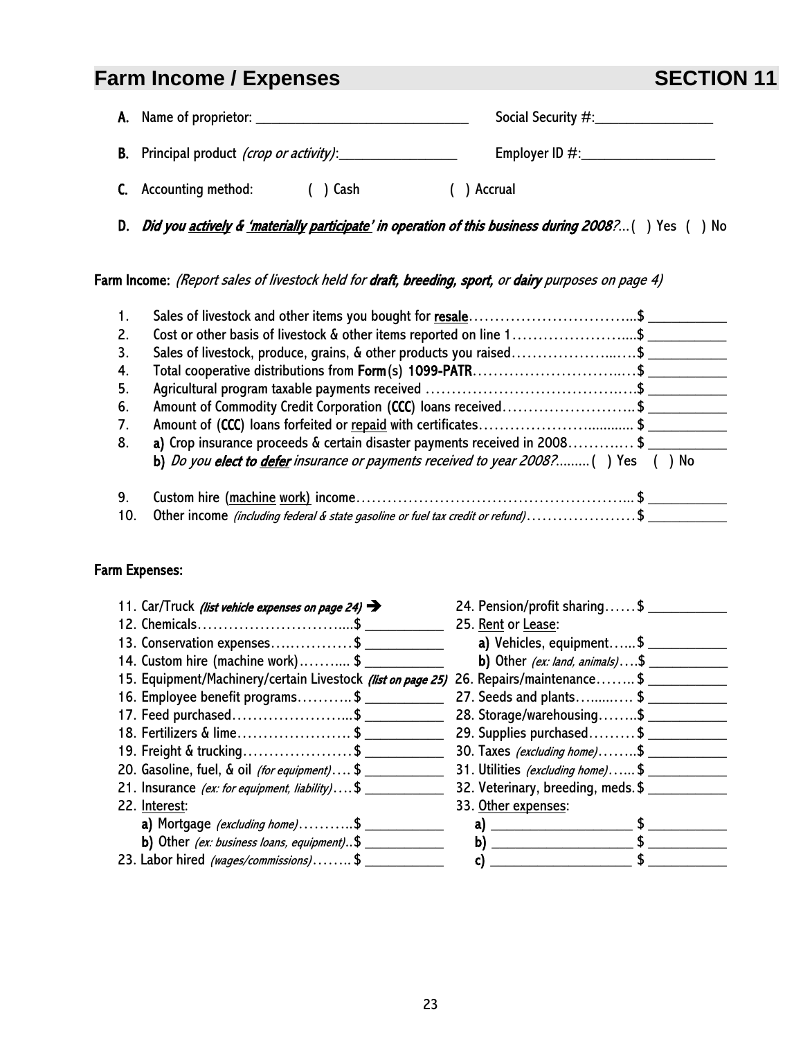## Farm Income / Expenses — SECTION 11

**A.** Name of proprietor: ______________________________ Social Security #:________________

**B.** Principal product *(crop or activity)*:________________ Employer ID #:__________________

**C.** Accounting method: ( ) Cash ( ) Accrual

**D.** ***Did you actively & 'materially participate' in operation of this business during 2008?***...( ) Yes ( ) No

**Farm Income:** *(Report sales of livestock held for **draft, breeding, sport,** or **dairy** purposes on page 4)*

1. Sales of livestock and other items you bought for resale..................................$ ___________
2. Cost or other basis of livestock & other items reported on line 1........................$ ___________
3. Sales of livestock, produce, grains, & other products you raised.......................$ ___________
4. Total cooperative distributions from **Form**(s) **1099-PATR**.................................$ ___________
5. Agricultural program taxable payments received ..........................................$ ___________
6. Amount of Commodity Credit Corporation (**CCC**) loans received...........................$ ___________
7. Amount of (**CCC**) loans forfeited or repaid with certificates................................ $ ___________
8. **a)** Crop insurance proceeds & certain disaster payments received in 2008............. $ ___________
   **b)** *Do you **elect to defer** insurance or payments received to year 2008?*.........( ) Yes ( ) No
9. Custom hire (machine work) income.................................................... $ ___________
10. Other income *(including federal & state gasoline or fuel tax credit or refund)*.................... $ ___________

**Farm Expenses:**

11. Car/Truck ***(list vehicle expenses on page 24)*** ➔
12. Chemicals.................................$ ___________
13. Conservation expenses.................$ ___________
14. Custom hire (machine work)........... $ ___________
15. Equipment/Machinery/certain Livestock ***(list on page 25)***
16. Employee benefit programs............$ ___________
17. Feed purchased.........................$ ___________
18. Fertilizers & lime........................ $ ___________
19. Freight & trucking.......................$ ___________
20. Gasoline, fuel, & oil *(for equipment)*.... $ ___________
21. Insurance *(ex: for equipment, liability)*.... $ ___________
22. Interest:
    **a)** Mortgage *(excluding home)*............$ ___________
    **b)** Other *(ex: business loans, equipment)*..$ ___________
23. Labor hired *(wages/commissions)*......... $ ___________
24. Pension/profit sharing...... $ ___________
25. Rent or Lease:
    **a)** Vehicles, equipment......$ ___________
    **b)** Other *(ex: land, animals)*....$ ___________
26. Repairs/maintenance........ $ ___________
27. Seeds and plants............ $ ___________
28. Storage/warehousing........$ ___________
29. Supplies purchased......... $ ___________
30. Taxes *(excluding home)*........$ ___________
31. Utilities *(excluding home)*...... $ ___________
32. Veterinary, breeding, meds. $ ___________
33. Other expenses:
    **a)** ____________________ $ ___________
    **b)** ____________________ $ ___________
    **c)** ____________________ $ ___________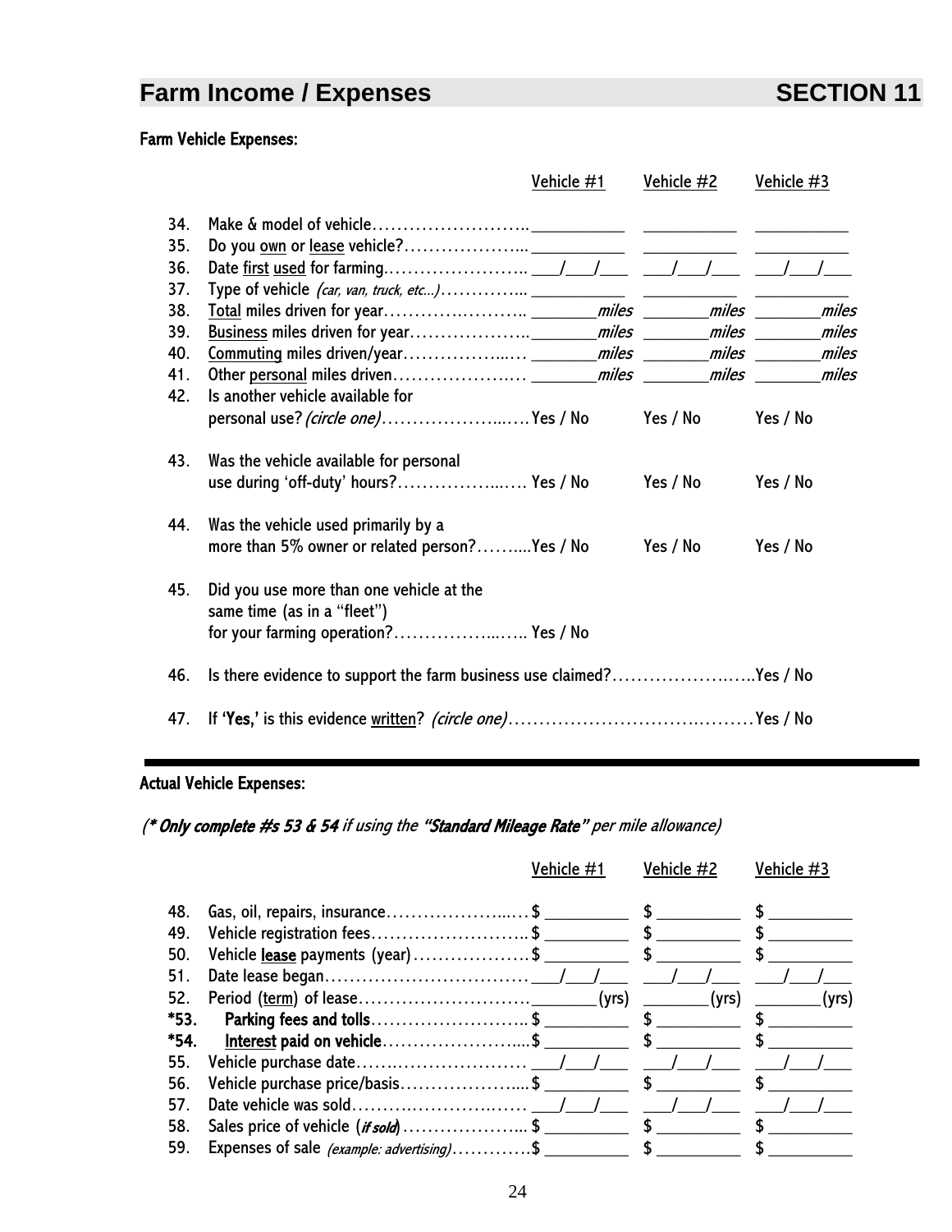# Farm Income / Expenses — SECTION 11

## Farm Vehicle Expenses:

| | | Vehicle #1 | Vehicle #2 | Vehicle #3 |
|---|---|---|---|---|
| 34. | Make & model of vehicle……………………… | ___________ | ___________ | ___________ |
| 35. | Do you <u>own</u> or <u>lease</u> vehicle?………………… | ___________ | ___________ | ___________ |
| 36. | Date <u>first</u> <u>used</u> for farming…………………… | ___/___/___ | ___/___/___ | ___/___/___ |
| 37. | Type of vehicle *(car, van, truck, etc...)*………….. | ___________ | ___________ | ___________ |
| 38. | <u>Total</u> miles driven for year…………………… | ________*miles* | ________*miles* | ________*miles* |
| 39. | <u>Business</u> miles driven for year……………….. | ________*miles* | ________*miles* | ________*miles* |
| 40. | <u>Commuting</u> miles driven/year……………….. | ________*miles* | ________*miles* | ________*miles* |
| 41. | Other <u>personal</u> miles driven………………… | ________*miles* | ________*miles* | ________*miles* |
| 42. | Is another vehicle available for personal use? *(circle one)*……………………… | Yes / No | Yes / No | Yes / No |
| 43. | Was the vehicle available for personal use during 'off-duty' hours?………………… | Yes / No | Yes / No | Yes / No |
| 44. | Was the vehicle used primarily by a more than 5% owner or related person?……..... | Yes / No | Yes / No | Yes / No |
| 45. | Did you use more than one vehicle at the same time (as in a "fleet") for your farming operation?……………….. | Yes / No | | |

46. Is there evidence to support the farm business use claimed?…………………..Yes / No

47. If **'Yes,'** is this evidence <u>written</u>? *(circle one)*…………………………………Yes / No

---

## Actual Vehicle Expenses:

***(\* Only complete #s 53 & 54** if using the **"Standard Mileage Rate"** per mile allowance)*

| | | Vehicle #1 | Vehicle #2 | Vehicle #3 |
|---|---|---|---|---|
| 48. | Gas, oil, repairs, insurance……………………… | $ _________ | $ _________ | $ _________ |
| 49. | Vehicle registration fees……………………… | $ _________ | $ _________ | $ _________ |
| 50. | Vehicle **<u>lease</u>** payments (year)……………… | $ _________ | $ _________ | $ _________ |
| 51. | Date lease began…………………………… | ___/___/___ | ___/___/___ | ___/___/___ |
| 52. | Period (<u>term</u>) of lease……………………… | ________(yrs) | ________(yrs) | ________(yrs) |
| **\*53.** | **Parking fees and tolls**……………………… | $ _________ | $ _________ | $ _________ |
| **\*54.** | **<u>Interest</u> paid on vehicle**……………………... | $ _________ | $ _________ | $ _________ |
| 55. | Vehicle purchase date………………………… | ___/___/___ | ___/___/___ | ___/___/___ |
| 56. | Vehicle purchase price/basis………………... | $ _________ | $ _________ | $ _________ |
| 57. | Date vehicle was sold………………………… | ___/___/___ | ___/___/___ | ___/___/___ |
| 58. | Sales price of vehicle (***if sold***)………………... | $ _________ | $ _________ | $ _________ |
| 59. | Expenses of sale *(example: advertising)*…………. | $ _________ | $ _________ | $ _________ |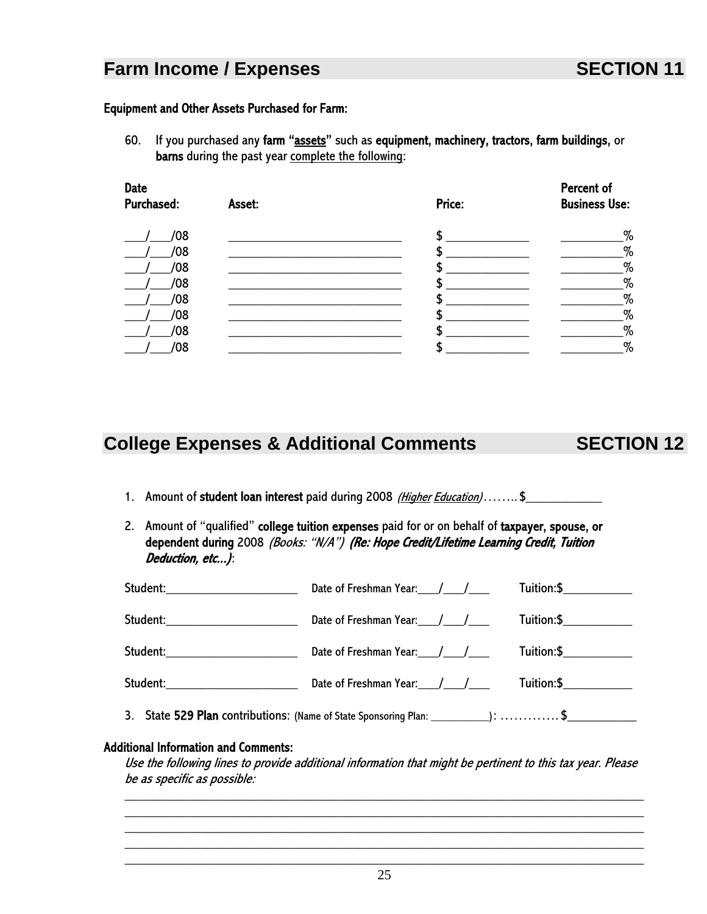## Farm Income / Expenses — SECTION 11

**Equipment and Other Assets Purchased for Farm:**

60. If you purchased any **farm "assets"** such as **equipment, machinery, tractors, farm buildings,** or **barns** during the past year complete the following:

| Date Purchased: | Asset: | Price: | Percent of Business Use: |
|---|---|---|---|
| ___/___/08 | ____________________________ | $ _____________ | __________% |
| ___/___/08 | ____________________________ | $ _____________ | __________% |
| ___/___/08 | ____________________________ | $ _____________ | __________% |
| ___/___/08 | ____________________________ | $ _____________ | __________% |
| ___/___/08 | ____________________________ | $ _____________ | __________% |
| ___/___/08 | ____________________________ | $ _____________ | __________% |
| ___/___/08 | ____________________________ | $ _____________ | __________% |
| ___/___/08 | ____________________________ | $ _____________ | __________% |

## College Expenses & Additional Comments — SECTION 12

1. Amount of **student loan interest** paid during 2008 *(Higher Education)*…….. $____________

2. Amount of "qualified" **college tuition expenses** paid for or on behalf of **taxpayer, spouse, or dependent during** 2008 *(Books: "N/A")* ***(Re: Hope Credit/Lifetime Learning Credit, Tuition Deduction, etc…)***:

| | | |
|---|---|---|
| Student:_____________________ | Date of Freshman Year:___/___/___ | Tuition:$___________ |
| Student:_____________________ | Date of Freshman Year:___/___/___ | Tuition:$___________ |
| Student:_____________________ | Date of Freshman Year:___/___/___ | Tuition:$___________ |
| Student:_____________________ | Date of Freshman Year:___/___/___ | Tuition:$___________ |

3. State **529 Plan** contributions: (Name of State Sponsoring Plan: __________): …………. $___________

**Additional Information and Comments:**

*Use the following lines to provide additional information that might be pertinent to this tax year. Please be as specific as possible:*

_______________________________________________________________________________

_______________________________________________________________________________

_______________________________________________________________________________

_______________________________________________________________________________

_______________________________________________________________________________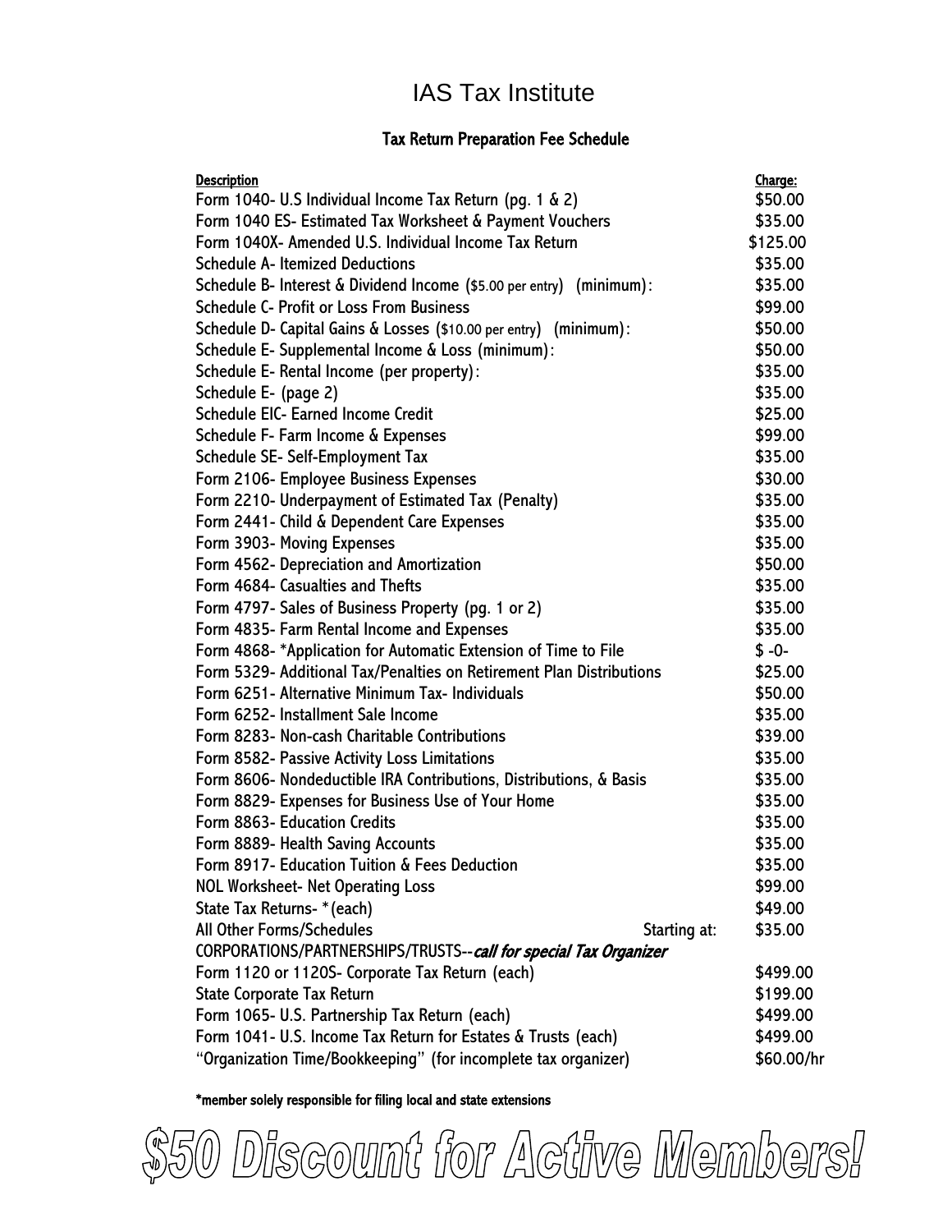# IAS Tax Institute

## Tax Return Preparation Fee Schedule

| Description | | Charge: |
|---|---|---|
| Form 1040- U.S Individual Income Tax Return (pg. 1 & 2) | | $50.00 |
| Form 1040 ES- Estimated Tax Worksheet & Payment Vouchers | | $35.00 |
| Form 1040X- Amended U.S. Individual Income Tax Return | | $125.00 |
| Schedule A- Itemized Deductions | | $35.00 |
| Schedule B- Interest & Dividend Income ($5.00 per entry) (minimum): | | $35.00 |
| Schedule C- Profit or Loss From Business | | $99.00 |
| Schedule D- Capital Gains & Losses ($10.00 per entry) (minimum): | | $50.00 |
| Schedule E- Supplemental Income & Loss (minimum): | | $50.00 |
| Schedule E- Rental Income (per property): | | $35.00 |
| Schedule E- (page 2) | | $35.00 |
| Schedule EIC- Earned Income Credit | | $25.00 |
| Schedule F- Farm Income & Expenses | | $99.00 |
| Schedule SE- Self-Employment Tax | | $35.00 |
| Form 2106- Employee Business Expenses | | $30.00 |
| Form 2210- Underpayment of Estimated Tax (Penalty) | | $35.00 |
| Form 2441- Child & Dependent Care Expenses | | $35.00 |
| Form 3903- Moving Expenses | | $35.00 |
| Form 4562- Depreciation and Amortization | | $50.00 |
| Form 4684- Casualties and Thefts | | $35.00 |
| Form 4797- Sales of Business Property (pg. 1 or 2) | | $35.00 |
| Form 4835- Farm Rental Income and Expenses | | $35.00 |
| Form 4868- *Application for Automatic Extension of Time to File | | $ -0- |
| Form 5329- Additional Tax/Penalties on Retirement Plan Distributions | | $25.00 |
| Form 6251- Alternative Minimum Tax- Individuals | | $50.00 |
| Form 6252- Installment Sale Income | | $35.00 |
| Form 8283- Non-cash Charitable Contributions | | $39.00 |
| Form 8582- Passive Activity Loss Limitations | | $35.00 |
| Form 8606- Nondeductible IRA Contributions, Distributions, & Basis | | $35.00 |
| Form 8829- Expenses for Business Use of Your Home | | $35.00 |
| Form 8863- Education Credits | | $35.00 |
| Form 8889- Health Saving Accounts | | $35.00 |
| Form 8917- Education Tuition & Fees Deduction | | $35.00 |
| NOL Worksheet- Net Operating Loss | | $99.00 |
| State Tax Returns- *(each) | | $49.00 |
| All Other Forms/Schedules | Starting at: | $35.00 |
| CORPORATIONS/PARTNERSHIPS/TRUSTS--*call for special Tax Organizer* | | |
| Form 1120 or 1120S- Corporate Tax Return (each) | | $499.00 |
| State Corporate Tax Return | | $199.00 |
| Form 1065- U.S. Partnership Tax Return (each) | | $499.00 |
| Form 1041- U.S. Income Tax Return for Estates & Trusts (each) | | $499.00 |
| "Organization Time/Bookkeeping" (for incomplete tax organizer) | | $60.00/hr |

*member solely responsible for filing local and state extensions

**$50 Discount for Active Members!**